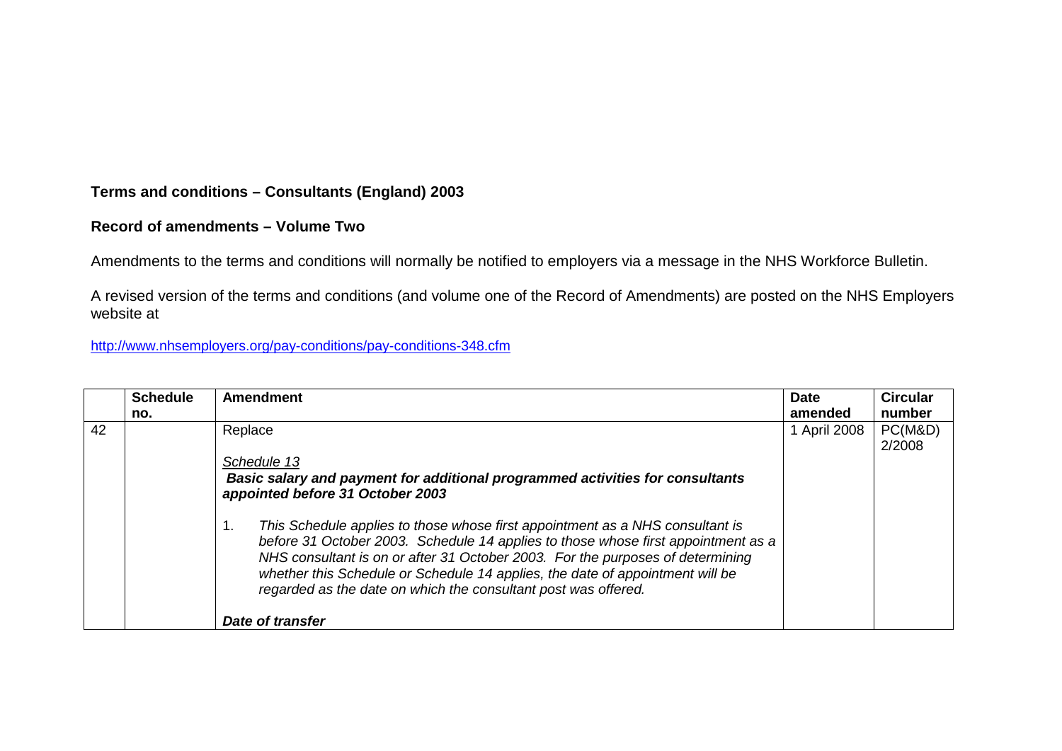**Terms and conditions – Consultants (England) 2003**

**Record of amendments – Volume Two**

Amendments to the terms and conditions will normally be notified to employers via a message in the NHS Workforce Bulletin.

A revised version of the terms and conditions (and volume one of the Record of Amendments) are posted on the NHS Employers website at

http://www.nhsemployers.org/pay-conditions/pay-conditions-348.cfm

| | Schedule no. | Amendment | Date amended | Circular number |
|---|---|---|---|---|
| 42 | | Replace<br><br>*Schedule 13*<br>***Basic salary and payment for additional programmed activities for consultants appointed before 31 October 2003***<br><br>1. *This Schedule applies to those whose first appointment as a NHS consultant is before 31 October 2003. Schedule 14 applies to those whose first appointment as a NHS consultant is on or after 31 October 2003. For the purposes of determining whether this Schedule or Schedule 14 applies, the date of appointment will be regarded as the date on which the consultant post was offered.*<br><br>***Date of transfer*** | 1 April 2008 | PC(M&D) 2/2008 |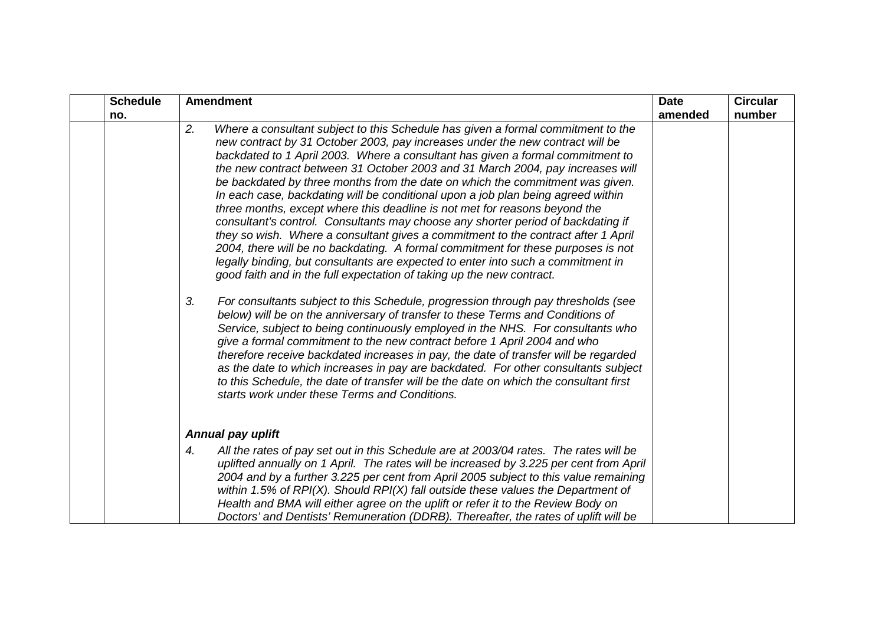| | Schedule no. | Amendment | Date amended | Circular number |
|---|---|---|---|---|
| | | *2. Where a consultant subject to this Schedule has given a formal commitment to the new contract by 31 October 2003, pay increases under the new contract will be backdated to 1 April 2003. Where a consultant has given a formal commitment to the new contract between 31 October 2003 and 31 March 2004, pay increases will be backdated by three months from the date on which the commitment was given. In each case, backdating will be conditional upon a job plan being agreed within three months, except where this deadline is not met for reasons beyond the consultant's control. Consultants may choose any shorter period of backdating if they so wish. Where a consultant gives a commitment to the contract after 1 April 2004, there will be no backdating. A formal commitment for these purposes is not legally binding, but consultants are expected to enter into such a commitment in good faith and in the full expectation of taking up the new contract.*<br><br>*3. For consultants subject to this Schedule, progression through pay thresholds (see below) will be on the anniversary of transfer to these Terms and Conditions of Service, subject to being continuously employed in the NHS. For consultants who give a formal commitment to the new contract before 1 April 2004 and who therefore receive backdated increases in pay, the date of transfer will be regarded as the date to which increases in pay are backdated. For other consultants subject to this Schedule, the date of transfer will be the date on which the consultant first starts work under these Terms and Conditions.*<br><br>***Annual pay uplift***<br><br>*4. All the rates of pay set out in this Schedule are at 2003/04 rates. The rates will be uplifted annually on 1 April. The rates will be increased by 3.225 per cent from April 2004 and by a further 3.225 per cent from April 2005 subject to this value remaining within 1.5% of RPI(X). Should RPI(X) fall outside these values the Department of Health and BMA will either agree on the uplift or refer it to the Review Body on Doctors' and Dentists' Remuneration (DDRB). Thereafter, the rates of uplift will be* | | |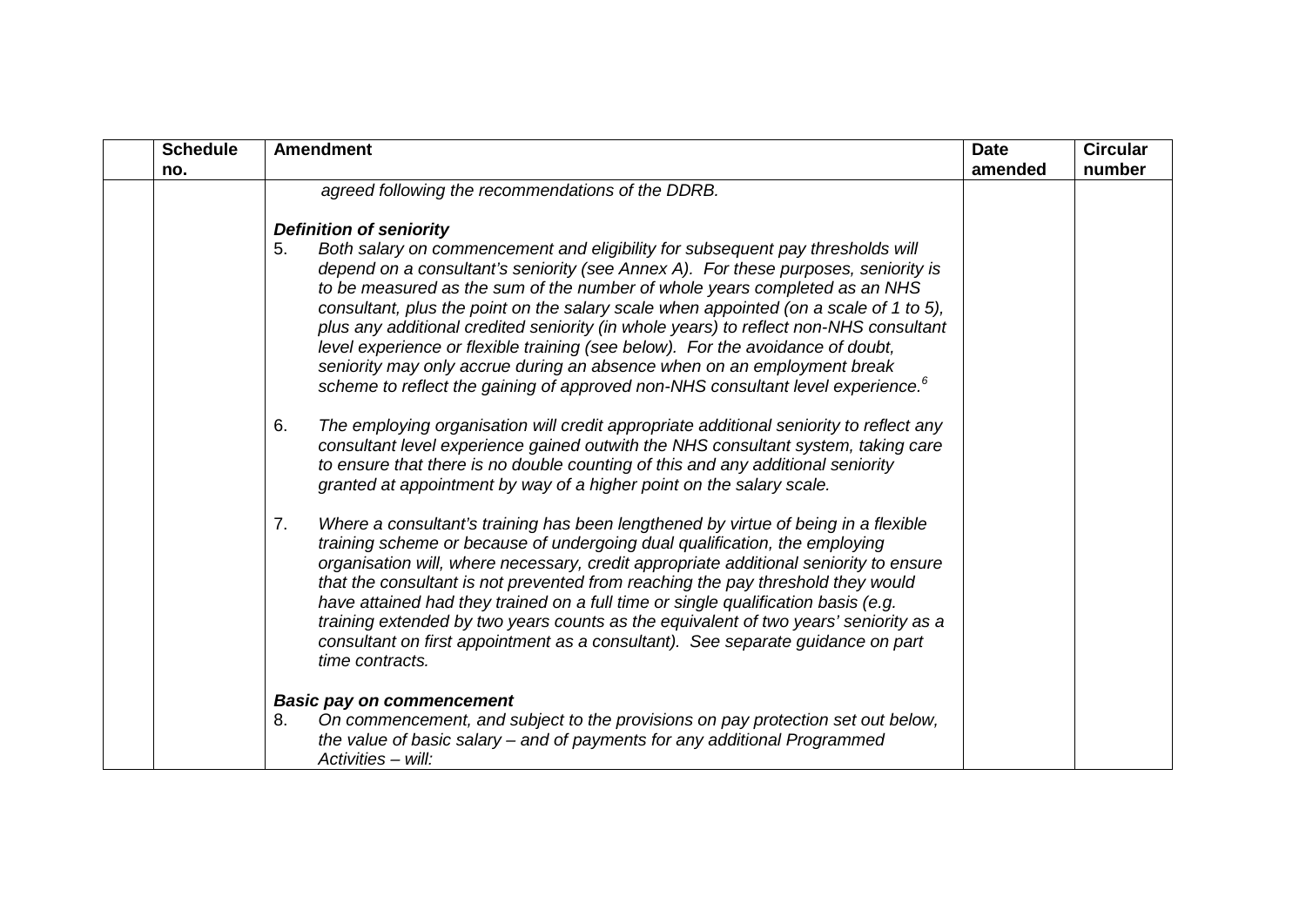| | Schedule no. | Amendment | Date amended | Circular number |
|---|---|---|---|---|
| | | *agreed following the recommendations of the DDRB.*<br><br>***Definition of seniority***<br>5. *Both salary on commencement and eligibility for subsequent pay thresholds will depend on a consultant's seniority (see Annex A). For these purposes, seniority is to be measured as the sum of the number of whole years completed as an NHS consultant, plus the point on the salary scale when appointed (on a scale of 1 to 5), plus any additional credited seniority (in whole years) to reflect non-NHS consultant level experience or flexible training (see below). For the avoidance of doubt, seniority may only accrue during an absence when on an employment break scheme to reflect the gaining of approved non-NHS consultant level experience.*[6]<br><br>6. *The employing organisation will credit appropriate additional seniority to reflect any consultant level experience gained outwith the NHS consultant system, taking care to ensure that there is no double counting of this and any additional seniority granted at appointment by way of a higher point on the salary scale.*<br><br>7. *Where a consultant's training has been lengthened by virtue of being in a flexible training scheme or because of undergoing dual qualification, the employing organisation will, where necessary, credit appropriate additional seniority to ensure that the consultant is not prevented from reaching the pay threshold they would have attained had they trained on a full time or single qualification basis (e.g. training extended by two years counts as the equivalent of two years' seniority as a consultant on first appointment as a consultant). See separate guidance on part time contracts.*<br><br>***Basic pay on commencement***<br>8. *On commencement, and subject to the provisions on pay protection set out below, the value of basic salary – and of payments for any additional Programmed Activities – will:* | | |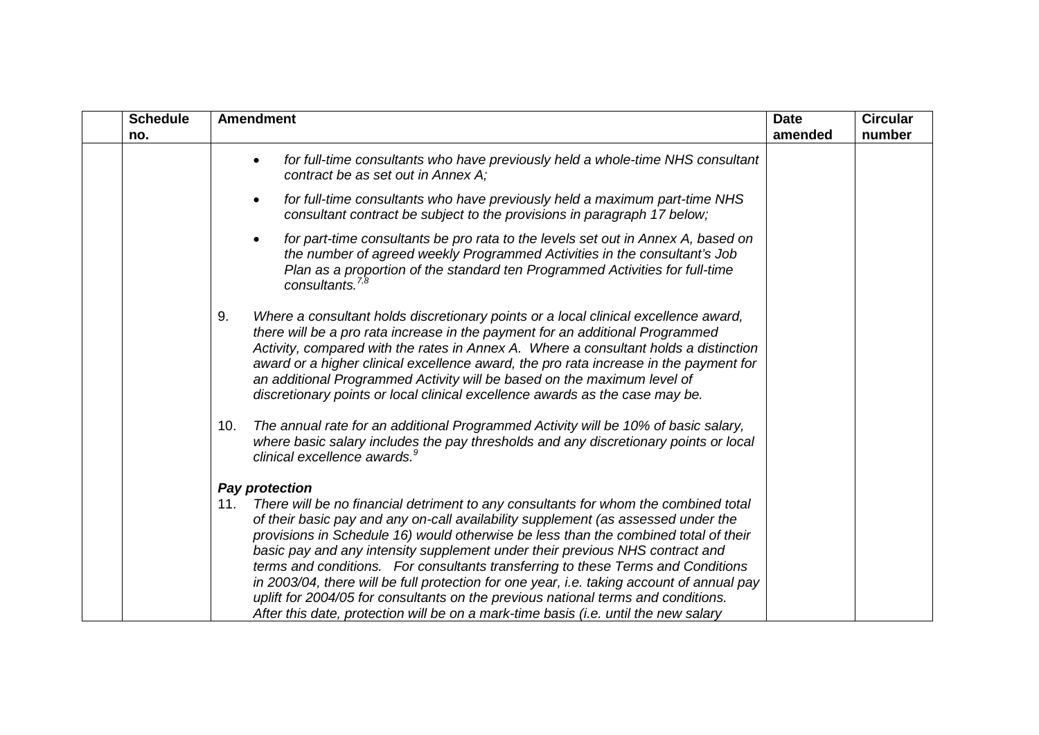| | Schedule no. | Amendment | Date amended | Circular number |
|---|---|---|---|---|
| | | • *for full-time consultants who have previously held a whole-time NHS consultant contract be as set out in Annex A;*<br><br>• *for full-time consultants who have previously held a maximum part-time NHS consultant contract be subject to the provisions in paragraph 17 below;*<br><br>• *for part-time consultants be pro rata to the levels set out in Annex A, based on the number of agreed weekly Programmed Activities in the consultant's Job Plan as a proportion of the standard ten Programmed Activities for full-time consultants.*[7,8]<br><br>9. *Where a consultant holds discretionary points or a local clinical excellence award, there will be a pro rata increase in the payment for an additional Programmed Activity, compared with the rates in Annex A. Where a consultant holds a distinction award or a higher clinical excellence award, the pro rata increase in the payment for an additional Programmed Activity will be based on the maximum level of discretionary points or local clinical excellence awards as the case may be.*<br><br>10. *The annual rate for an additional Programmed Activity will be 10% of basic salary, where basic salary includes the pay thresholds and any discretionary points or local clinical excellence awards.*[9]<br><br>***Pay protection***<br>11. *There will be no financial detriment to any consultants for whom the combined total of their basic pay and any on-call availability supplement (as assessed under the provisions in Schedule 16) would otherwise be less than the combined total of their basic pay and any intensity supplement under their previous NHS contract and terms and conditions. For consultants transferring to these Terms and Conditions in 2003/04, there will be full protection for one year, i.e. taking account of annual pay uplift for 2004/05 for consultants on the previous national terms and conditions. After this date, protection will be on a mark-time basis (i.e. until the new salary* | | |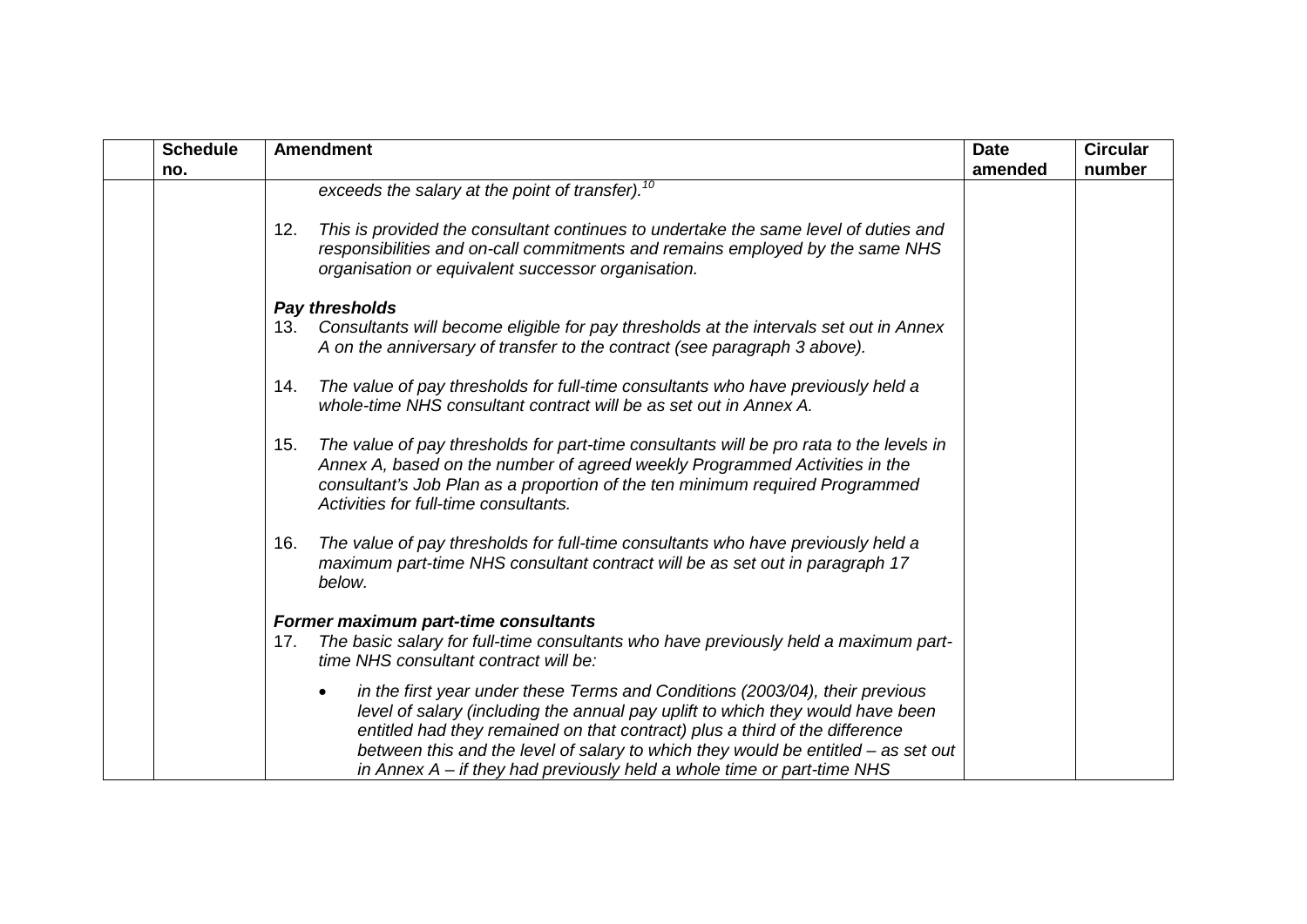| | Schedule no. | Amendment | Date amended | Circular number |
|---|---|---|---|---|
| | | *exceeds the salary at the point of transfer).*[10]<br><br>12. *This is provided the consultant continues to undertake the same level of duties and responsibilities and on-call commitments and remains employed by the same NHS organisation or equivalent successor organisation.*<br><br>***Pay thresholds***<br>13. *Consultants will become eligible for pay thresholds at the intervals set out in Annex A on the anniversary of transfer to the contract (see paragraph 3 above).*<br><br>14. *The value of pay thresholds for full-time consultants who have previously held a whole-time NHS consultant contract will be as set out in Annex A.*<br><br>15. *The value of pay thresholds for part-time consultants will be pro rata to the levels in Annex A, based on the number of agreed weekly Programmed Activities in the consultant's Job Plan as a proportion of the ten minimum required Programmed Activities for full-time consultants.*<br><br>16. *The value of pay thresholds for full-time consultants who have previously held a maximum part-time NHS consultant contract will be as set out in paragraph 17 below.*<br><br>***Former maximum part-time consultants***<br>17. *The basic salary for full-time consultants who have previously held a maximum part-time NHS consultant contract will be:*<br><br>• *in the first year under these Terms and Conditions (2003/04), their previous level of salary (including the annual pay uplift to which they would have been entitled had they remained on that contract) plus a third of the difference between this and the level of salary to which they would be entitled – as set out in Annex A – if they had previously held a whole time or part-time NHS* | | |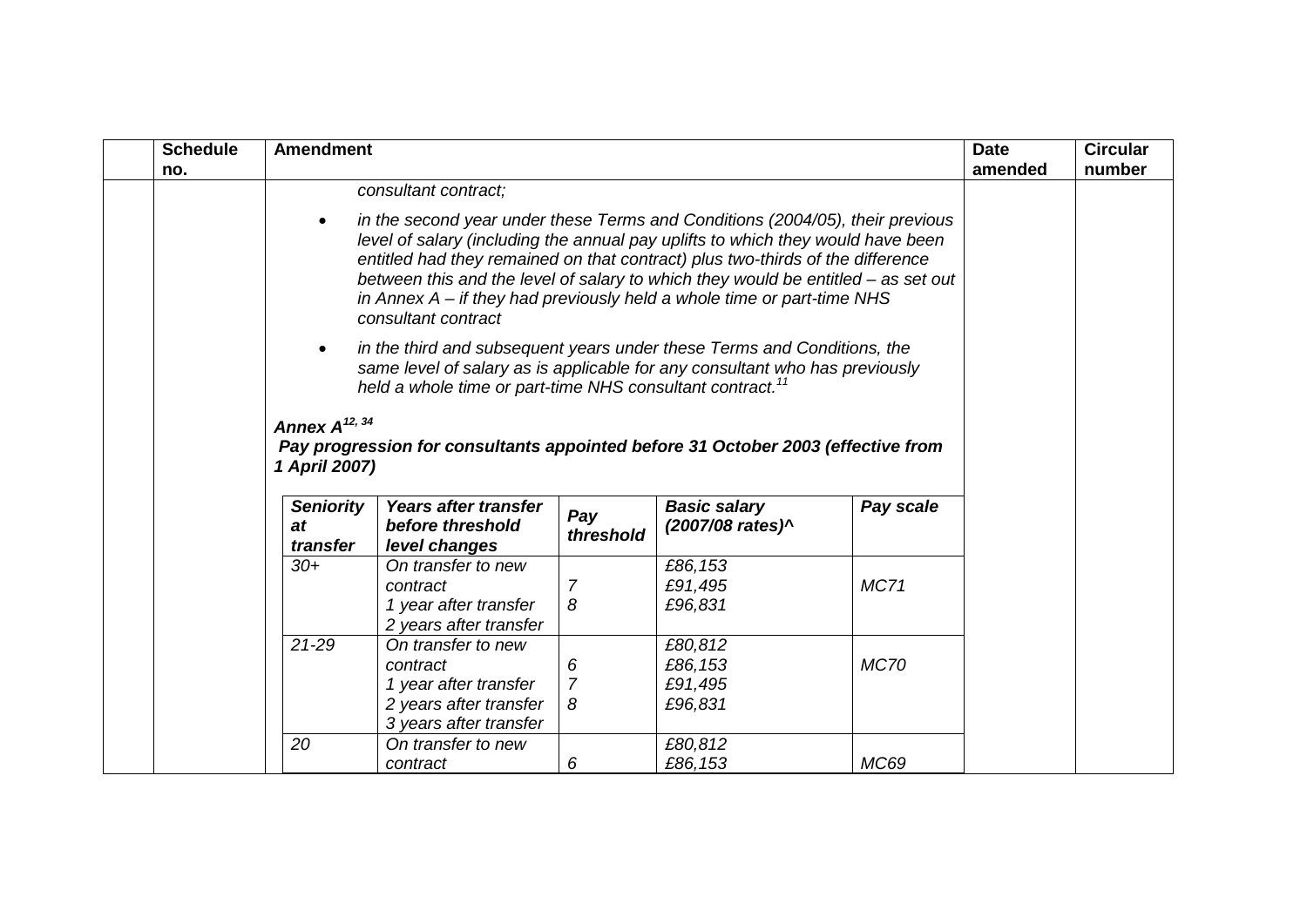| | Schedule no. | Amendment | Date amended | Circular number |
|---|---|---|---|---|

*consultant contract;*

- *in the second year under these Terms and Conditions (2004/05), their previous level of salary (including the annual pay uplifts to which they would have been entitled had they remained on that contract) plus two-thirds of the difference between this and the level of salary to which they would be entitled – as set out in Annex A – if they had previously held a whole time or part-time NHS consultant contract*
- *in the third and subsequent years under these Terms and Conditions, the same level of salary as is applicable for any consultant who has previously held a whole time or part-time NHS consultant contract.*[11]

***Annex A***[12, 34]

***Pay progression for consultants appointed before 31 October 2003 (effective from 1 April 2007)***

| *Seniority at transfer* | *Years after transfer before threshold level changes* | *Pay threshold* | *Basic salary (2007/08 rates)^* | *Pay scale* |
|---|---|---|---|---|
| *30+* | *On transfer to new contract* | | *£86,153* | *MC71* |
| | *1 year after transfer* | *7* | *£91,495* | |
| | *2 years after transfer* | *8* | *£96,831* | |
| *21-29* | *On transfer to new contract* | | *£80,812* | *MC70* |
| | *1 year after transfer* | *6* | *£86,153* | |
| | *2 years after transfer* | *7* | *£91,495* | |
| | *3 years after transfer* | *8* | *£96,831* | |
| *20* | *On transfer to new contract* | | *£80,812* | *MC69* |
| | | *6* | *£86,153* | |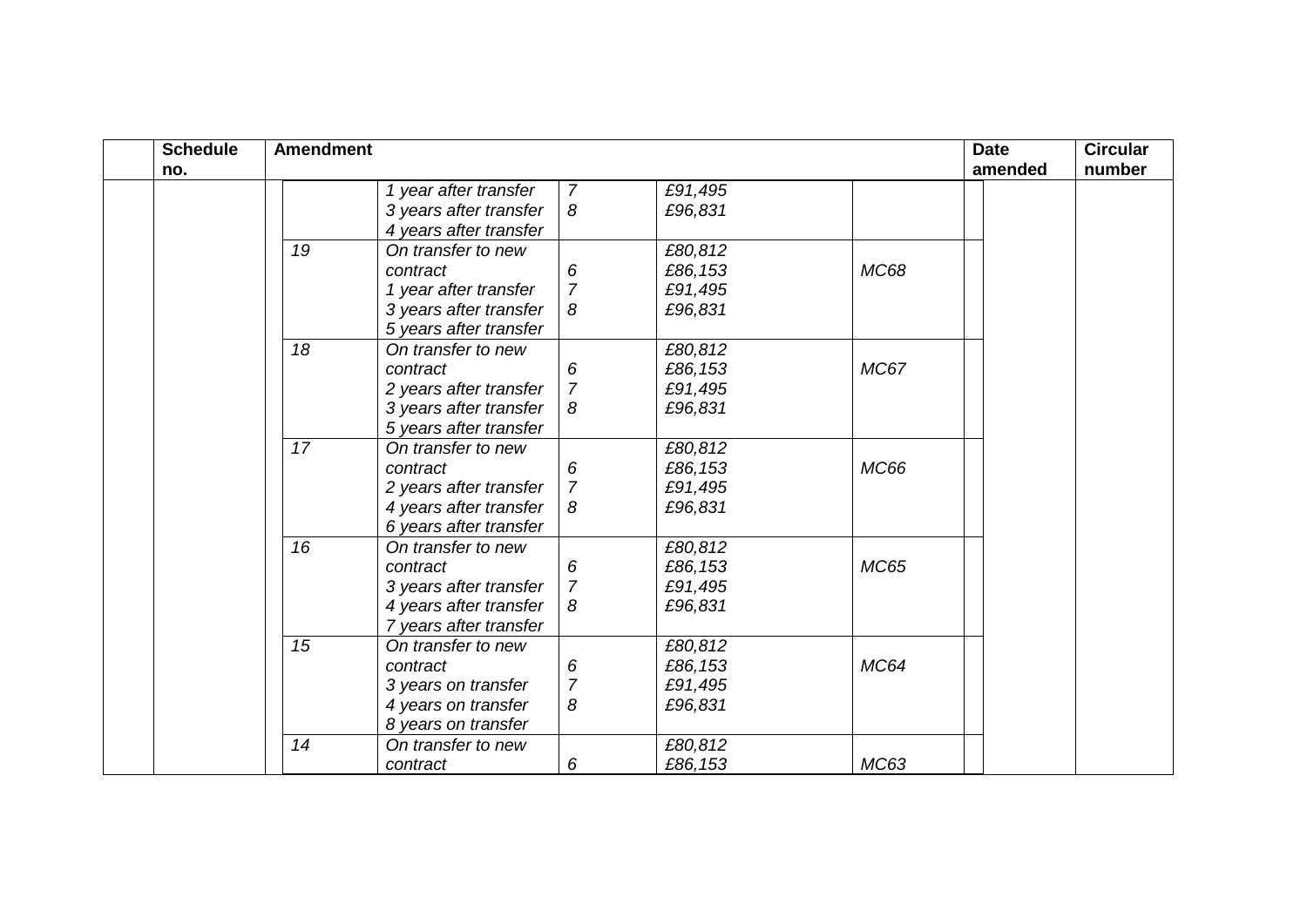| | Schedule no. | Amendment | | | | | | Date amended | Circular number |
|---|---|---|---|---|---|---|---|---|---|
| | | | *1 year after transfer*<br>*3 years after transfer*<br>*4 years after transfer* | *7*<br>*8* | *£91,495*<br>*£96,831* | | | | |
| | | *19* | *On transfer to new contract*<br>*1 year after transfer*<br>*3 years after transfer*<br>*5 years after transfer* | *6*<br>*7*<br>*8* | *£80,812*<br>*£86,153*<br>*£91,495*<br>*£96,831* | *MC68* | | | |
| | | *18* | *On transfer to new contract*<br>*2 years after transfer*<br>*3 years after transfer*<br>*5 years after transfer* | *6*<br>*7*<br>*8* | *£80,812*<br>*£86,153*<br>*£91,495*<br>*£96,831* | *MC67* | | | |
| | | *17* | *On transfer to new contract*<br>*2 years after transfer*<br>*4 years after transfer*<br>*6 years after transfer* | *6*<br>*7*<br>*8* | *£80,812*<br>*£86,153*<br>*£91,495*<br>*£96,831* | *MC66* | | | |
| | | *16* | *On transfer to new contract*<br>*3 years after transfer*<br>*4 years after transfer*<br>*7 years after transfer* | *6*<br>*7*<br>*8* | *£80,812*<br>*£86,153*<br>*£91,495*<br>*£96,831* | *MC65* | | | |
| | | *15* | *On transfer to new contract*<br>*3 years on transfer*<br>*4 years on transfer*<br>*8 years on transfer* | *6*<br>*7*<br>*8* | *£80,812*<br>*£86,153*<br>*£91,495*<br>*£96,831* | *MC64* | | | |
| | | *14* | *On transfer to new contract* | *6* | *£80,812*<br>*£86,153* | *MC63* | | | |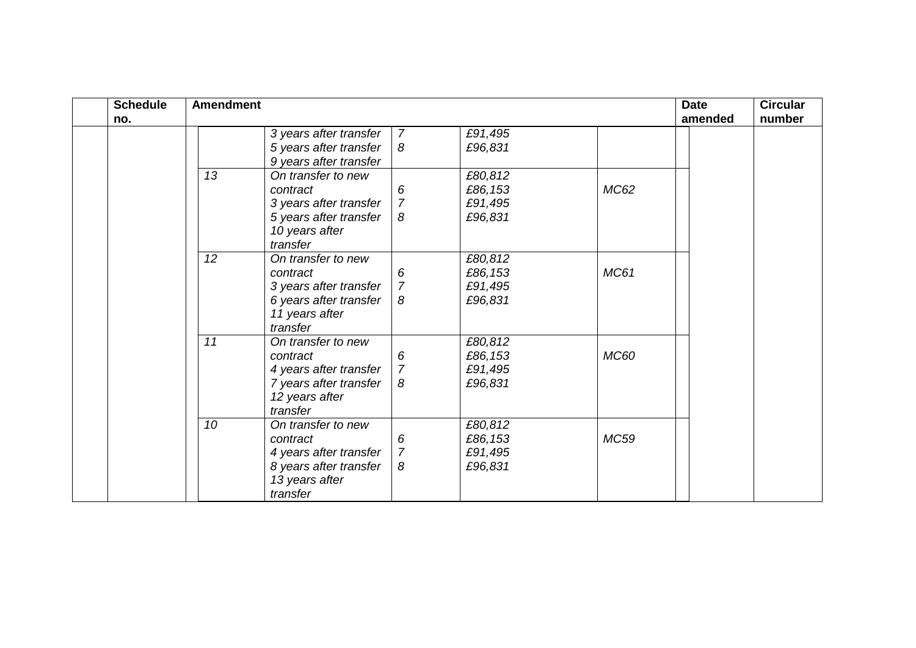| | Schedule no. | Amendment | | | | | | Date amended | Circular number |
|---|---|---|---|---|---|---|---|---|---|
| | | | *3 years after transfer*<br>*5 years after transfer*<br>*9 years after transfer* | *7*<br>*8* | *£91,495*<br>*£96,831* | | | | |
| | | *13* | *On transfer to new contract*<br>*3 years after transfer*<br>*5 years after transfer*<br>*10 years after transfer* | *6*<br>*7*<br>*8* | *£80,812*<br>*£86,153*<br>*£91,495*<br>*£96,831* | *MC62* | | | |
| | | *12* | *On transfer to new contract*<br>*3 years after transfer*<br>*6 years after transfer*<br>*11 years after transfer* | *6*<br>*7*<br>*8* | *£80,812*<br>*£86,153*<br>*£91,495*<br>*£96,831* | *MC61* | | | |
| | | *11* | *On transfer to new contract*<br>*4 years after transfer*<br>*7 years after transfer*<br>*12 years after transfer* | *6*<br>*7*<br>*8* | *£80,812*<br>*£86,153*<br>*£91,495*<br>*£96,831* | *MC60* | | | |
| | | *10* | *On transfer to new contract*<br>*4 years after transfer*<br>*8 years after transfer*<br>*13 years after transfer* | *6*<br>*7*<br>*8* | *£80,812*<br>*£86,153*<br>*£91,495*<br>*£96,831* | *MC59* | | | |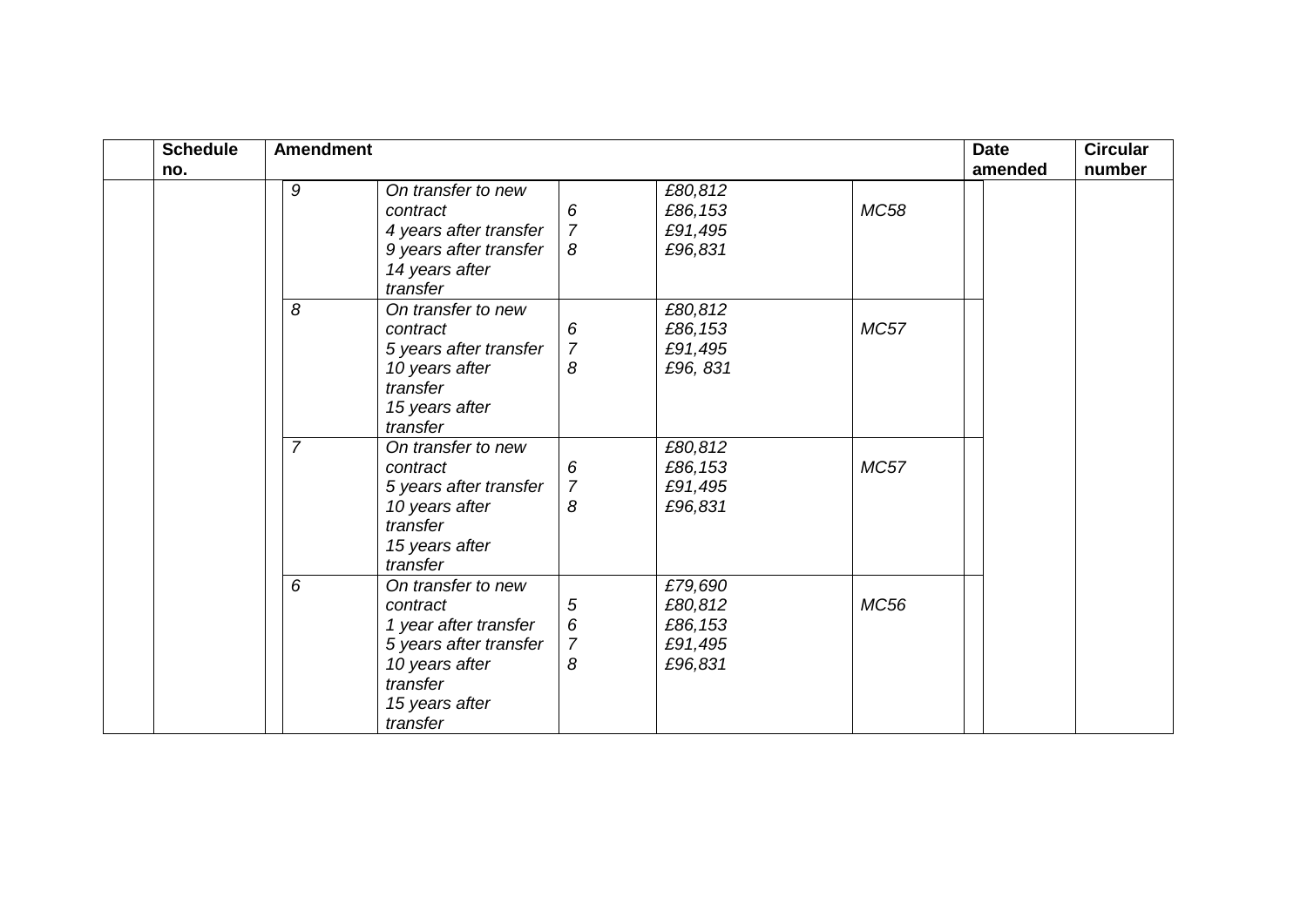| | Schedule no. | Amendment | | | | | | Date amended | Circular number |
|---|---|---|---|---|---|---|---|---|---|
| | | *9* | *On transfer to new contract*<br>*4 years after transfer*<br>*9 years after transfer*<br>*14 years after transfer* | *6*<br>*7*<br>*8* | *£80,812*<br>*£86,153*<br>*£91,495*<br>*£96,831* | *MC58* | | | |
| | | *8* | *On transfer to new contract*<br>*5 years after transfer*<br>*10 years after transfer*<br>*15 years after transfer* | *6*<br>*7*<br>*8* | *£80,812*<br>*£86,153*<br>*£91,495*<br>*£96, 831* | *MC57* | | | |
| | | *7* | *On transfer to new contract*<br>*5 years after transfer*<br>*10 years after transfer*<br>*15 years after transfer* | *6*<br>*7*<br>*8* | *£80,812*<br>*£86,153*<br>*£91,495*<br>*£96,831* | *MC57* | | | |
| | | *6* | *On transfer to new contract*<br>*1 year after transfer*<br>*5 years after transfer*<br>*10 years after transfer*<br>*15 years after transfer* | *5*<br>*6*<br>*7*<br>*8* | *£79,690*<br>*£80,812*<br>*£86,153*<br>*£91,495*<br>*£96,831* | *MC56* | | | |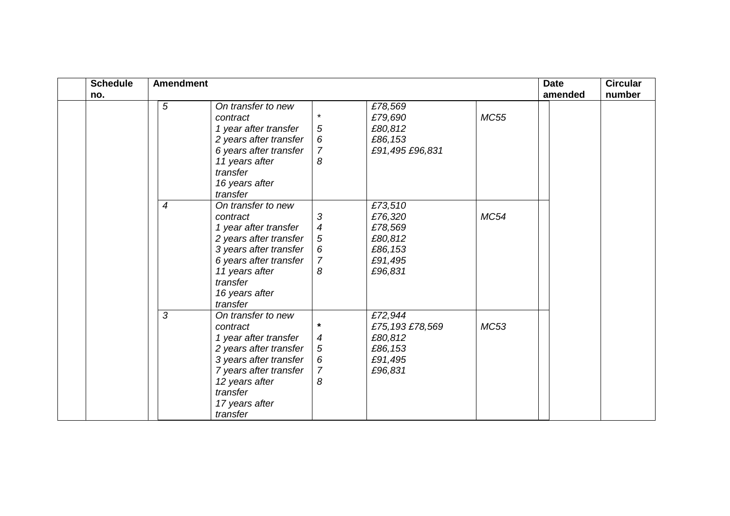|  | Schedule no. | Amendment |  |  |  |  | Date amended | Circular number |
|---|---|---|---|---|---|---|---|---|
|  |  | *5* | *On transfer to new contract*<br>*1 year after transfer*<br>*2 years after transfer*<br>*6 years after transfer*<br>*11 years after transfer*<br>*16 years after transfer* | *\**<br>*5*<br>*6*<br>*7*<br>*8* | *£78,569*<br>*£79,690*<br>*£80,812*<br>*£86,153*<br>*£91,495 £96,831* | *MC55* |  |  |
|  |  | *4* | *On transfer to new contract*<br>*1 year after transfer*<br>*2 years after transfer*<br>*3 years after transfer*<br>*6 years after transfer*<br>*11 years after transfer*<br>*16 years after transfer* | *3*<br>*4*<br>*5*<br>*6*<br>*7*<br>*8* | *£73,510*<br>*£76,320*<br>*£78,569*<br>*£80,812*<br>*£86,153*<br>*£91,495*<br>*£96,831* | *MC54* |  |  |
|  |  | *3* | *On transfer to new contract*<br>*1 year after transfer*<br>*2 years after transfer*<br>*3 years after transfer*<br>*7 years after transfer*<br>*12 years after transfer*<br>*17 years after transfer* | *\**<br>*4*<br>*5*<br>*6*<br>*7*<br>*8* | *£72,944*<br>*£75,193 £78,569*<br>*£80,812*<br>*£86,153*<br>*£91,495*<br>*£96,831* | *MC53* |  |  |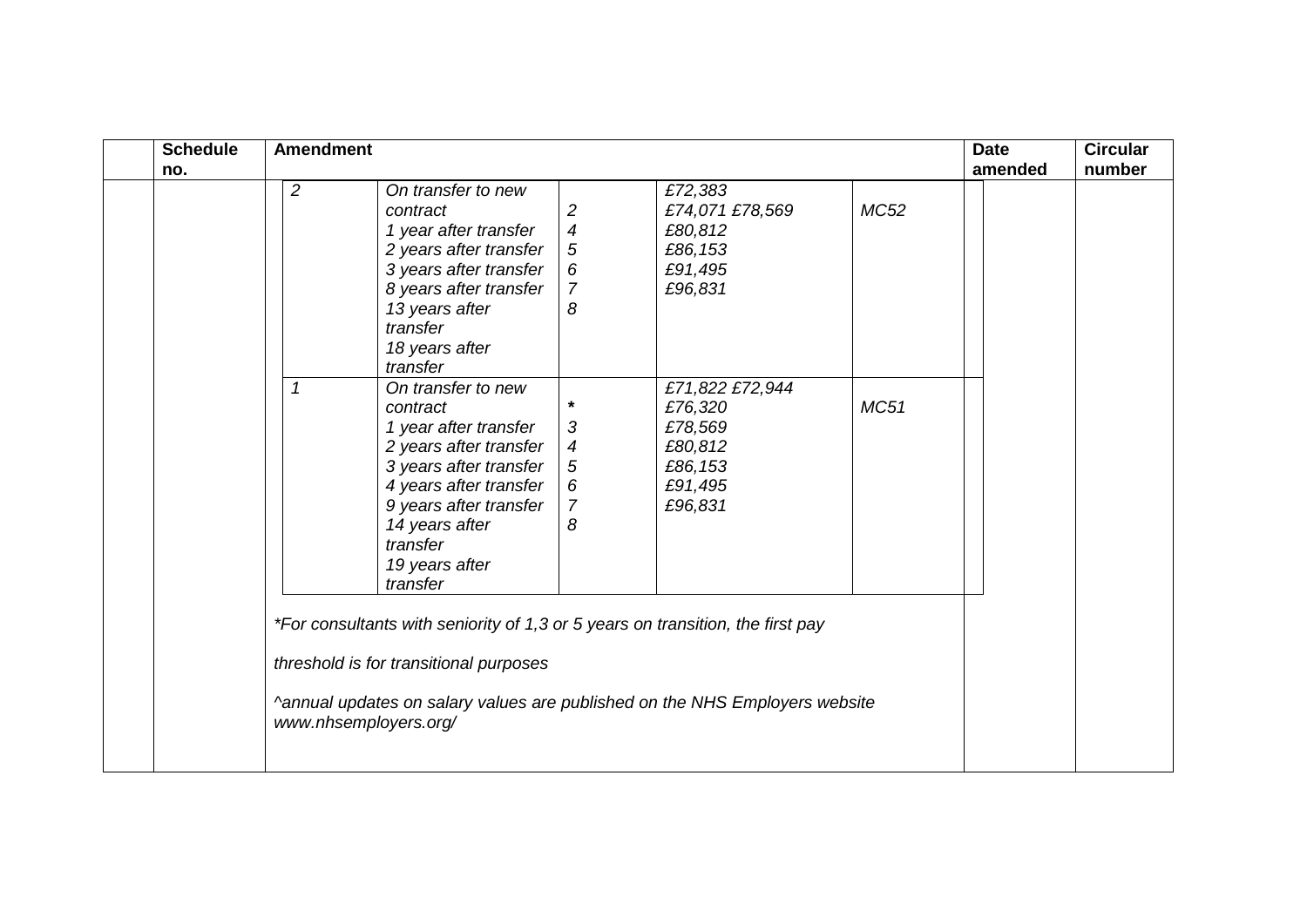| | Schedule no. | Amendment | | | | | Date amended | Circular number |
|---|---|---|---|---|---|---|---|---|
| | | *2* | *On transfer to new contract*<br>*1 year after transfer*<br>*2 years after transfer*<br>*3 years after transfer*<br>*8 years after transfer*<br>*13 years after transfer*<br>*18 years after transfer* | *2*<br>*4*<br>*5*<br>*6*<br>*7*<br>*8* | *£72,383*<br>*£74,071 £78,569*<br>*£80,812*<br>*£86,153*<br>*£91,495*<br>*£96,831* | *MC52* | | |
| | | *1* | *On transfer to new contract*<br>*1 year after transfer*<br>*2 years after transfer*<br>*3 years after transfer*<br>*4 years after transfer*<br>*9 years after transfer*<br>*14 years after transfer*<br>*19 years after transfer* | *\**<br>*3*<br>*4*<br>*5*<br>*6*<br>*7*<br>*8* | *£71,822 £72,944*<br>*£76,320*<br>*£78,569*<br>*£80,812*<br>*£86,153*<br>*£91,495*<br>*£96,831* | *MC51* | | |
| | | *\*For consultants with seniority of 1,3 or 5 years on transition, the first pay threshold is for transitional purposes*<br><br>*^annual updates on salary values are published on the NHS Employers website www.nhsemployers.org/* | | | | | | |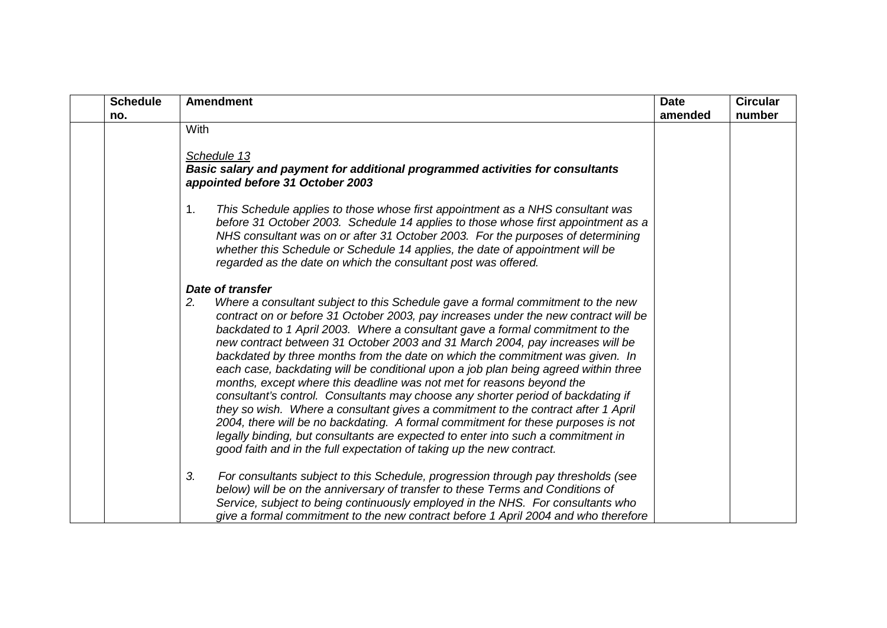| | Schedule no. | Amendment | Date amended | Circular number |
|---|---|---|---|---|
| | | With<br><br>*Schedule 13*<br>***Basic salary and payment for additional programmed activities for consultants appointed before 31 October 2003***<br><br>1. *This Schedule applies to those whose first appointment as a NHS consultant was before 31 October 2003. Schedule 14 applies to those whose first appointment as a NHS consultant was on or after 31 October 2003. For the purposes of determining whether this Schedule or Schedule 14 applies, the date of appointment will be regarded as the date on which the consultant post was offered.*<br><br>***Date of transfer***<br>*2. Where a consultant subject to this Schedule gave a formal commitment to the new contract on or before 31 October 2003, pay increases under the new contract will be backdated to 1 April 2003. Where a consultant gave a formal commitment to the new contract between 31 October 2003 and 31 March 2004, pay increases will be backdated by three months from the date on which the commitment was given. In each case, backdating will be conditional upon a job plan being agreed within three months, except where this deadline was not met for reasons beyond the consultant's control. Consultants may choose any shorter period of backdating if they so wish. Where a consultant gives a commitment to the contract after 1 April 2004, there will be no backdating. A formal commitment for these purposes is not legally binding, but consultants are expected to enter into such a commitment in good faith and in the full expectation of taking up the new contract.*<br><br>*3. For consultants subject to this Schedule, progression through pay thresholds (see below) will be on the anniversary of transfer to these Terms and Conditions of Service, subject to being continuously employed in the NHS. For consultants who give a formal commitment to the new contract before 1 April 2004 and who therefore* | | |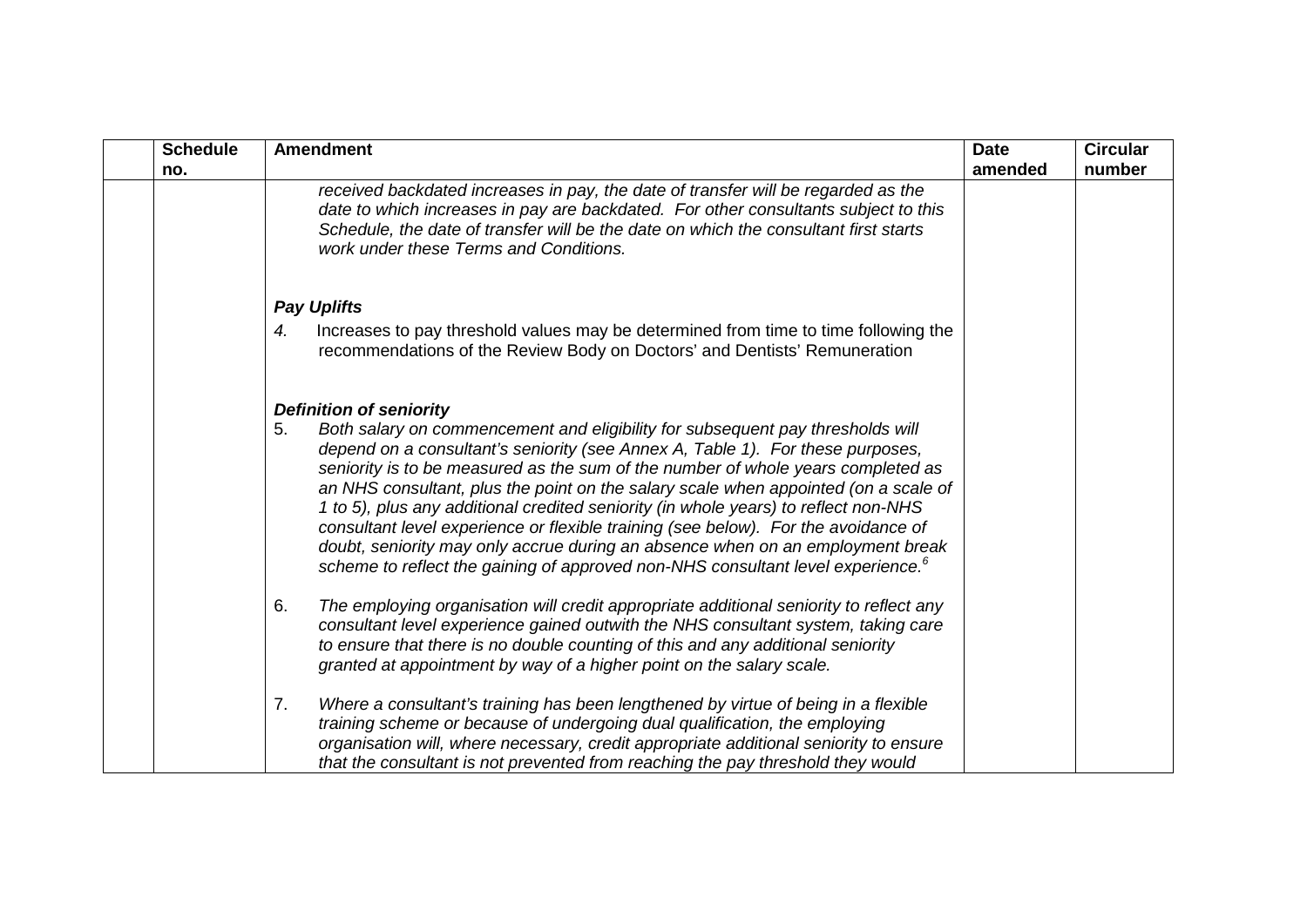| | Schedule no. | Amendment | Date amended | Circular number |
|---|---|---|---|---|
| | | *received backdated increases in pay, the date of transfer will be regarded as the date to which increases in pay are backdated. For other consultants subject to this Schedule, the date of transfer will be the date on which the consultant first starts work under these Terms and Conditions.*<br><br>***Pay Uplifts***<br>*4.* Increases to pay threshold values may be determined from time to time following the recommendations of the Review Body on Doctors' and Dentists' Remuneration<br><br>***Definition of seniority***<br>5. *Both salary on commencement and eligibility for subsequent pay thresholds will depend on a consultant's seniority (see Annex A, Table 1). For these purposes, seniority is to be measured as the sum of the number of whole years completed as an NHS consultant, plus the point on the salary scale when appointed (on a scale of 1 to 5), plus any additional credited seniority (in whole years) to reflect non-NHS consultant level experience or flexible training (see below). For the avoidance of doubt, seniority may only accrue during an absence when on an employment break scheme to reflect the gaining of approved non-NHS consultant level experience.*[6]<br><br>6. *The employing organisation will credit appropriate additional seniority to reflect any consultant level experience gained outwith the NHS consultant system, taking care to ensure that there is no double counting of this and any additional seniority granted at appointment by way of a higher point on the salary scale.*<br><br>7. *Where a consultant's training has been lengthened by virtue of being in a flexible training scheme or because of undergoing dual qualification, the employing organisation will, where necessary, credit appropriate additional seniority to ensure that the consultant is not prevented from reaching the pay threshold they would* | | |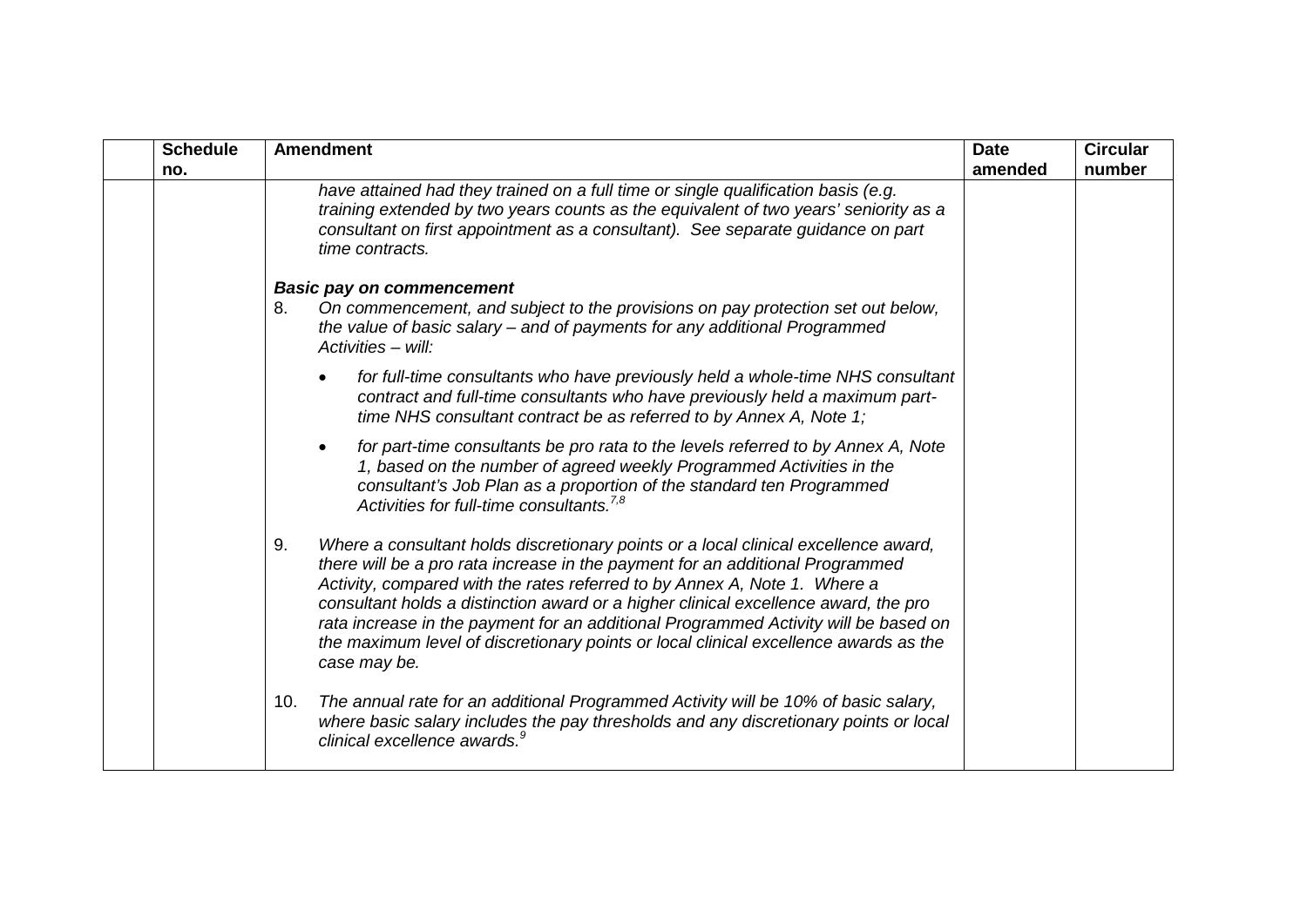| | Schedule no. | Amendment | Date amended | Circular number |
|---|---|---|---|---|
| | | *have attained had they trained on a full time or single qualification basis (e.g. training extended by two years counts as the equivalent of two years' seniority as a consultant on first appointment as a consultant). See separate guidance on part time contracts.*<br><br>***Basic pay on commencement***<br>8. *On commencement, and subject to the provisions on pay protection set out below, the value of basic salary – and of payments for any additional Programmed Activities – will:*<br><br>• *for full-time consultants who have previously held a whole-time NHS consultant contract and full-time consultants who have previously held a maximum part-time NHS consultant contract be as referred to by Annex A, Note 1;*<br><br>• *for part-time consultants be pro rata to the levels referred to by Annex A, Note 1, based on the number of agreed weekly Programmed Activities in the consultant's Job Plan as a proportion of the standard ten Programmed Activities for full-time consultants.*[7,8]<br><br>9. *Where a consultant holds discretionary points or a local clinical excellence award, there will be a pro rata increase in the payment for an additional Programmed Activity, compared with the rates referred to by Annex A, Note 1. Where a consultant holds a distinction award or a higher clinical excellence award, the pro rata increase in the payment for an additional Programmed Activity will be based on the maximum level of discretionary points or local clinical excellence awards as the case may be.*<br><br>10. *The annual rate for an additional Programmed Activity will be 10% of basic salary, where basic salary includes the pay thresholds and any discretionary points or local clinical excellence awards.*[9] | | |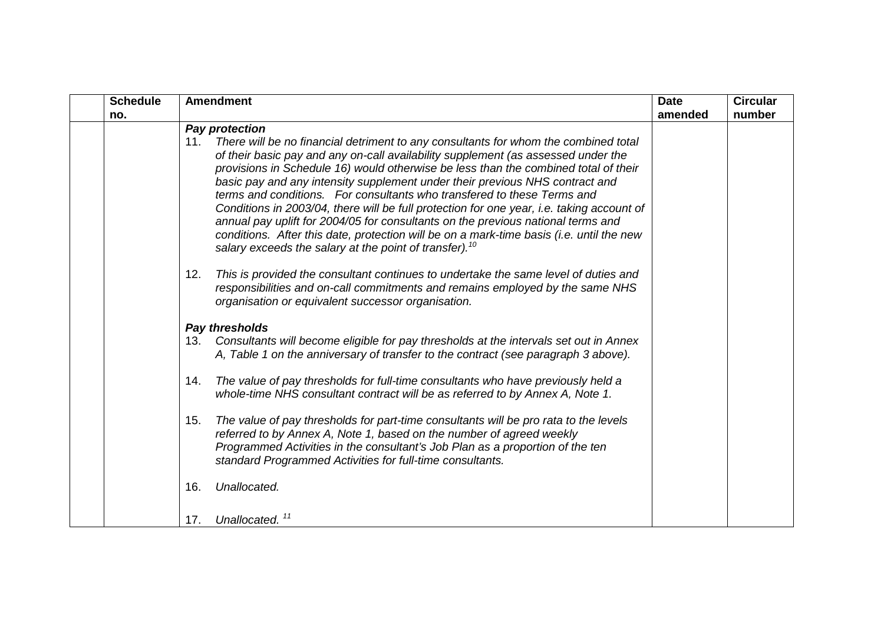| | Schedule no. | Amendment | Date amended | Circular number |
|---|---|---|---|---|
| | | ***Pay protection***<br>11. *There will be no financial detriment to any consultants for whom the combined total of their basic pay and any on-call availability supplement (as assessed under the provisions in Schedule 16) would otherwise be less than the combined total of their basic pay and any intensity supplement under their previous NHS contract and terms and conditions. For consultants who transfered to these Terms and Conditions in 2003/04, there will be full protection for one year, i.e. taking account of annual pay uplift for 2004/05 for consultants on the previous national terms and conditions. After this date, protection will be on a mark-time basis (i.e. until the new salary exceeds the salary at the point of transfer).*[10]<br><br>12. *This is provided the consultant continues to undertake the same level of duties and responsibilities and on-call commitments and remains employed by the same NHS organisation or equivalent successor organisation.*<br><br>***Pay thresholds***<br>13. *Consultants will become eligible for pay thresholds at the intervals set out in Annex A, Table 1 on the anniversary of transfer to the contract (see paragraph 3 above).*<br><br>14. *The value of pay thresholds for full-time consultants who have previously held a whole-time NHS consultant contract will be as referred to by Annex A, Note 1.*<br><br>15. *The value of pay thresholds for part-time consultants will be pro rata to the levels referred to by Annex A, Note 1, based on the number of agreed weekly Programmed Activities in the consultant's Job Plan as a proportion of the ten standard Programmed Activities for full-time consultants.*<br><br>16. *Unallocated.*<br><br>17. *Unallocated.* [11] | | |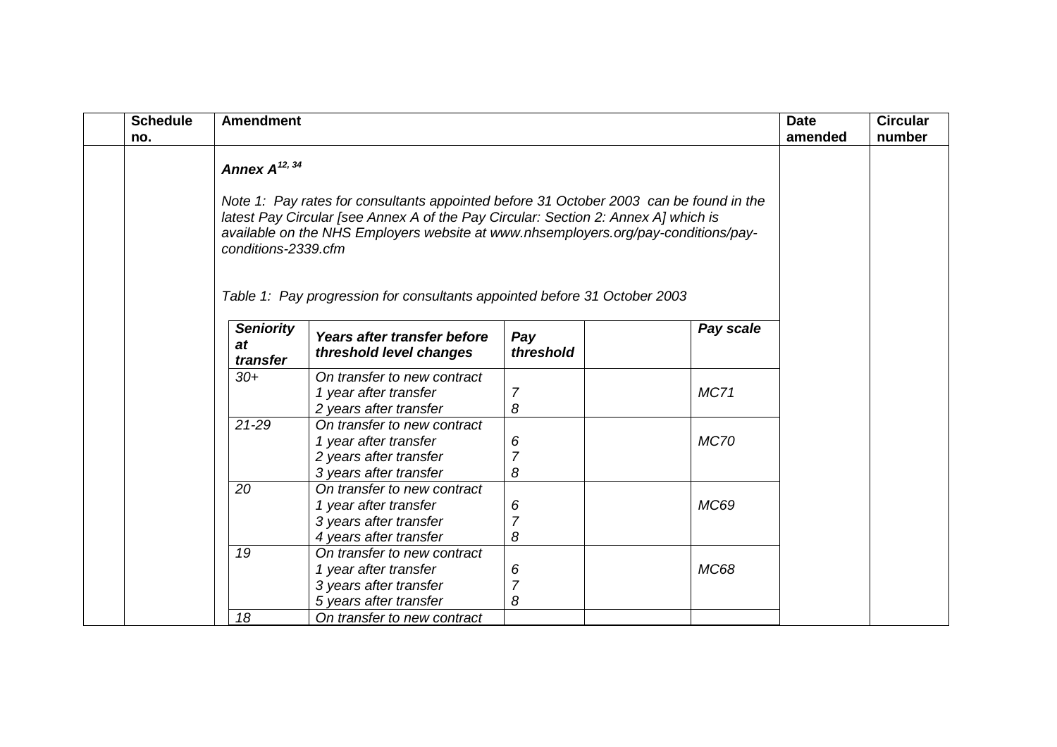| | Schedule no. | Amendment | Date amended | Circular number |
|---|---|---|---|---|
| | | | | |

***Annex A*** [12, 34]

*Note 1: Pay rates for consultants appointed before 31 October 2003 can be found in the latest Pay Circular [see Annex A of the Pay Circular: Section 2: Annex A] which is available on the NHS Employers website at www.nhsemployers.org/pay-conditions/pay-conditions-2339.cfm*

*Table 1: Pay progression for consultants appointed before 31 October 2003*

| ***Seniority at transfer*** | ***Years after transfer before threshold level changes*** | ***Pay threshold*** | | ***Pay scale*** |
|---|---|---|---|---|
| *30+* | *On transfer to new contract*<br>*1 year after transfer*<br>*2 years after transfer* | <br>*7*<br>*8* | | *MC71* |
| *21-29* | *On transfer to new contract*<br>*1 year after transfer*<br>*2 years after transfer*<br>*3 years after transfer* | <br>*6*<br>*7*<br>*8* | | *MC70* |
| *20* | *On transfer to new contract*<br>*1 year after transfer*<br>*3 years after transfer*<br>*4 years after transfer* | <br>*6*<br>*7*<br>*8* | | *MC69* |
| *19* | *On transfer to new contract*<br>*1 year after transfer*<br>*3 years after transfer*<br>*5 years after transfer* | <br>*6*<br>*7*<br>*8* | | *MC68* |
| *18* | *On transfer to new contract* | | | |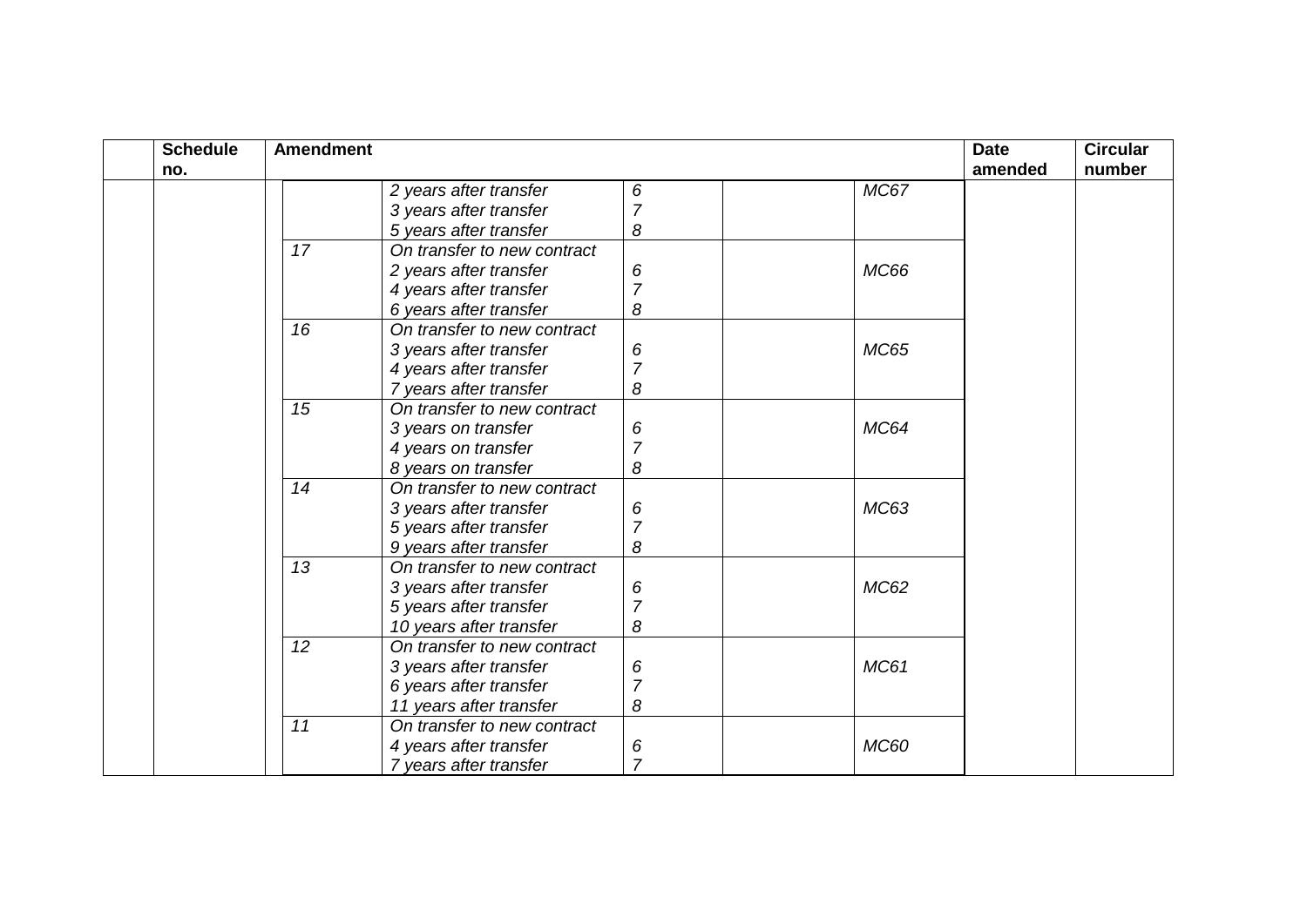| | Schedule no. | Amendment | | | | | Date amended | Circular number |
|---|---|---|---|---|---|---|---|---|
| | | | *2 years after transfer* | *6* | | *MC67* | | |
| | | | *3 years after transfer* | *7* | | | | |
| | | | *5 years after transfer* | *8* | | | | |
| | | *17* | *On transfer to new contract* | | | | | |
| | | | *2 years after transfer* | *6* | | *MC66* | | |
| | | | *4 years after transfer* | *7* | | | | |
| | | | *6 years after transfer* | *8* | | | | |
| | | *16* | *On transfer to new contract* | | | | | |
| | | | *3 years after transfer* | *6* | | *MC65* | | |
| | | | *4 years after transfer* | *7* | | | | |
| | | | *7 years after transfer* | *8* | | | | |
| | | *15* | *On transfer to new contract* | | | | | |
| | | | *3 years on transfer* | *6* | | *MC64* | | |
| | | | *4 years on transfer* | *7* | | | | |
| | | | *8 years on transfer* | *8* | | | | |
| | | *14* | *On transfer to new contract* | | | | | |
| | | | *3 years after transfer* | *6* | | *MC63* | | |
| | | | *5 years after transfer* | *7* | | | | |
| | | | *9 years after transfer* | *8* | | | | |
| | | *13* | *On transfer to new contract* | | | | | |
| | | | *3 years after transfer* | *6* | | *MC62* | | |
| | | | *5 years after transfer* | *7* | | | | |
| | | | *10 years after transfer* | *8* | | | | |
| | | *12* | *On transfer to new contract* | | | | | |
| | | | *3 years after transfer* | *6* | | *MC61* | | |
| | | | *6 years after transfer* | *7* | | | | |
| | | | *11 years after transfer* | *8* | | | | |
| | | *11* | *On transfer to new contract* | | | | | |
| | | | *4 years after transfer* | *6* | | *MC60* | | |
| | | | *7 years after transfer* | *7* | | | | |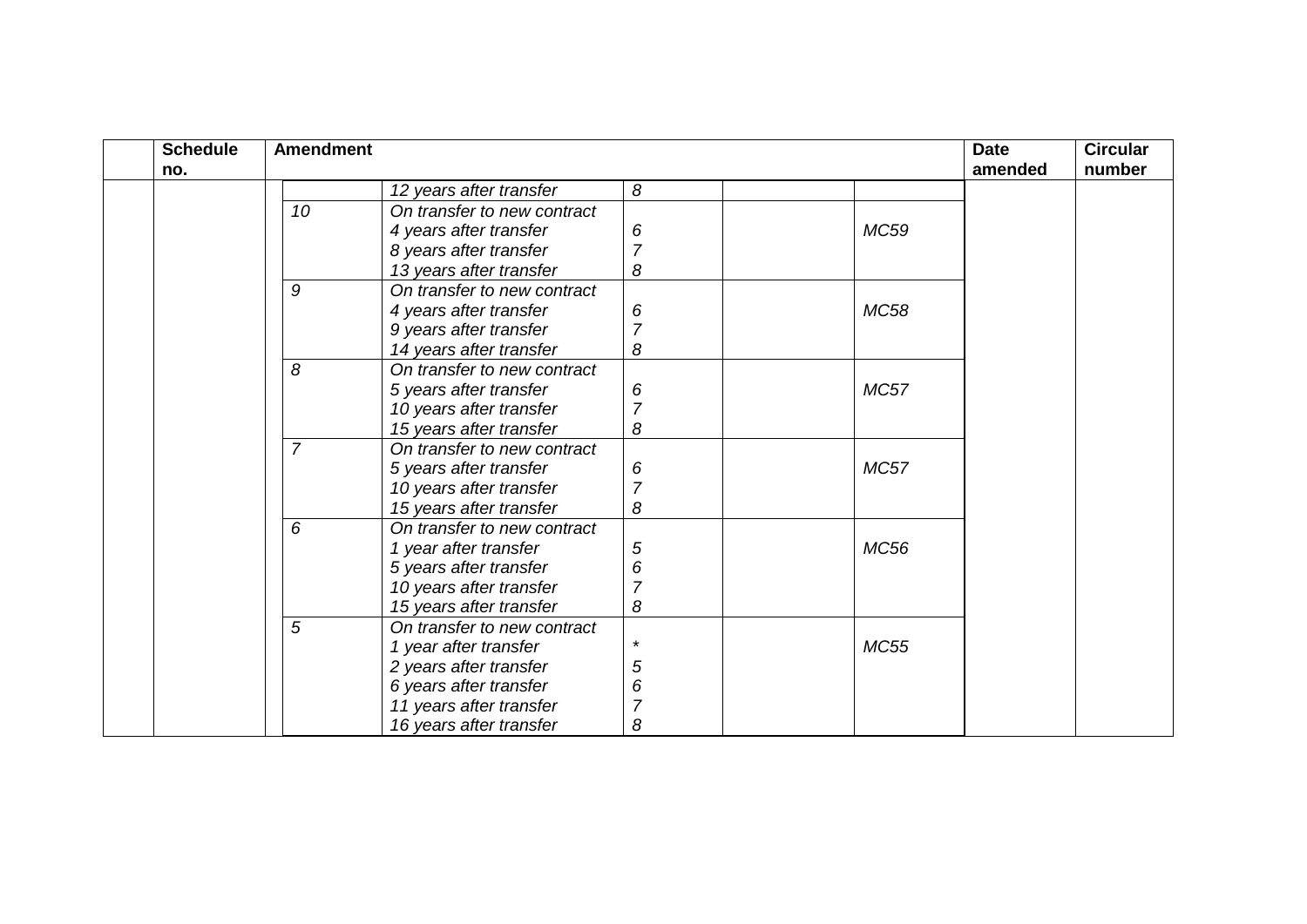| | Schedule no. | Amendment | | | | | Date amended | Circular number |
|---|---|---|---|---|---|---|---|---|
| | | | *12 years after transfer* | *8* | | | | |
| | | *10* | *On transfer to new contract*<br>*4 years after transfer*<br>*8 years after transfer*<br>*13 years after transfer* | <br>*6*<br>*7*<br>*8* | | *MC59* | | |
| | | *9* | *On transfer to new contract*<br>*4 years after transfer*<br>*9 years after transfer*<br>*14 years after transfer* | <br>*6*<br>*7*<br>*8* | | *MC58* | | |
| | | *8* | *On transfer to new contract*<br>*5 years after transfer*<br>*10 years after transfer*<br>*15 years after transfer* | <br>*6*<br>*7*<br>*8* | | *MC57* | | |
| | | *7* | *On transfer to new contract*<br>*5 years after transfer*<br>*10 years after transfer*<br>*15 years after transfer* | <br>*6*<br>*7*<br>*8* | | *MC57* | | |
| | | *6* | *On transfer to new contract*<br>*1 year after transfer*<br>*5 years after transfer*<br>*10 years after transfer*<br>*15 years after transfer* | <br>*5*<br>*6*<br>*7*<br>*8* | | *MC56* | | |
| | | *5* | *On transfer to new contract*<br>*1 year after transfer*<br>*2 years after transfer*<br>*6 years after transfer*<br>*11 years after transfer*<br>*16 years after transfer* | <br>*\**<br>*5*<br>*6*<br>*7*<br>*8* | | *MC55* | | |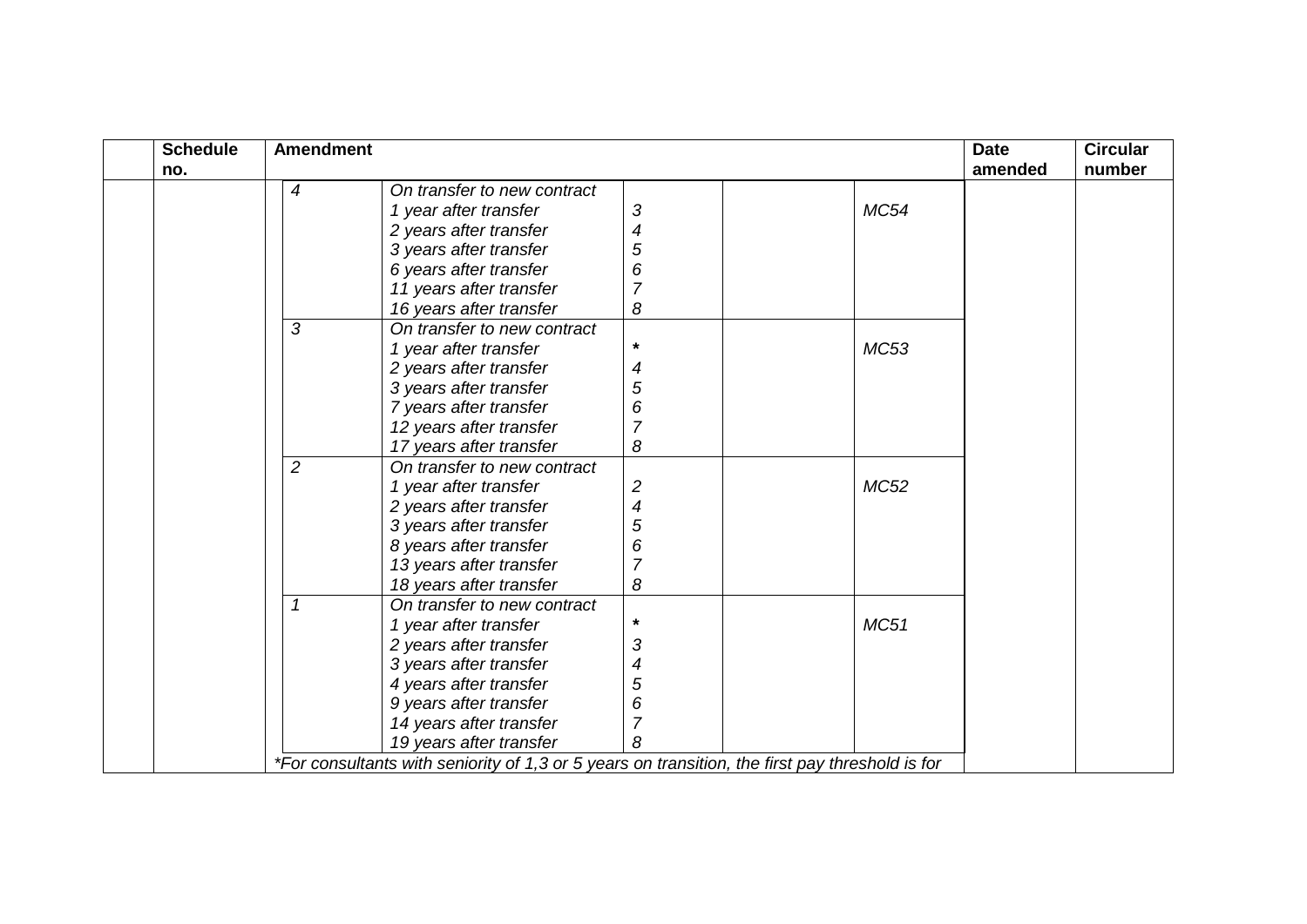| | Schedule no. | Amendment | | | | | Date amended | Circular number |
|---|---|---|---|---|---|---|---|---|
| | | *4* | *On transfer to new contract*<br>*1 year after transfer*<br>*2 years after transfer*<br>*3 years after transfer*<br>*6 years after transfer*<br>*11 years after transfer*<br>*16 years after transfer* | <br>*3*<br>*4*<br>*5*<br>*6*<br>*7*<br>*8* | | <br>*MC54* | | |
| | | *3* | *On transfer to new contract*<br>*1 year after transfer*<br>*2 years after transfer*<br>*3 years after transfer*<br>*7 years after transfer*<br>*12 years after transfer*<br>*17 years after transfer* | <br>*<br>*4*<br>*5*<br>*6*<br>*7*<br>*8* | | <br>*MC53* | | |
| | | *2* | *On transfer to new contract*<br>*1 year after transfer*<br>*2 years after transfer*<br>*3 years after transfer*<br>*8 years after transfer*<br>*13 years after transfer*<br>*18 years after transfer* | <br>*2*<br>*4*<br>*5*<br>*6*<br>*7*<br>*8* | | <br>*MC52* | | |
| | | *1* | *On transfer to new contract*<br>*1 year after transfer*<br>*2 years after transfer*<br>*3 years after transfer*<br>*4 years after transfer*<br>*9 years after transfer*<br>*14 years after transfer*<br>*19 years after transfer* | <br>*<br>*3*<br>*4*<br>*5*<br>*6*<br>*7*<br>*8* | | <br>*MC51* | | |
| | | *\*For consultants with seniority of 1,3 or 5 years on transition, the first pay threshold is for* | | | | | | |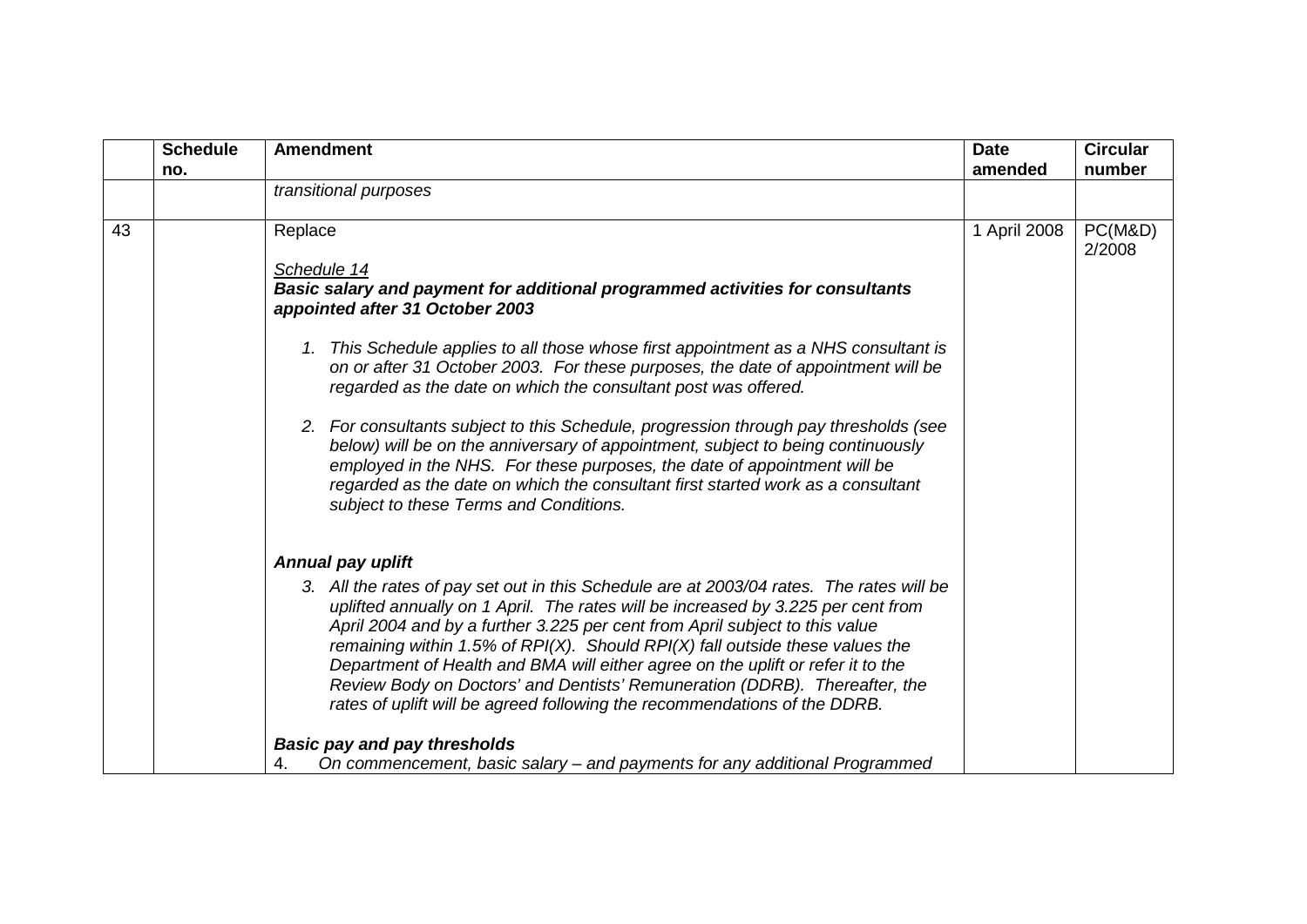|  | Schedule no. | Amendment | Date amended | Circular number |
|---|---|---|---|---|
|  |  | *transitional purposes* |  |  |
| 43 |  | Replace<br><br><u>*Schedule 14*</u><br>***Basic salary and payment for additional programmed activities for consultants appointed after 31 October 2003***<br><br>*1. This Schedule applies to all those whose first appointment as a NHS consultant is on or after 31 October 2003. For these purposes, the date of appointment will be regarded as the date on which the consultant post was offered.*<br><br>*2. For consultants subject to this Schedule, progression through pay thresholds (see below) will be on the anniversary of appointment, subject to being continuously employed in the NHS. For these purposes, the date of appointment will be regarded as the date on which the consultant first started work as a consultant subject to these Terms and Conditions.*<br><br>***Annual pay uplift***<br><br>*3. All the rates of pay set out in this Schedule are at 2003/04 rates. The rates will be uplifted annually on 1 April. The rates will be increased by 3.225 per cent from April 2004 and by a further 3.225 per cent from April subject to this value remaining within 1.5% of RPI(X). Should RPI(X) fall outside these values the Department of Health and BMA will either agree on the uplift or refer it to the Review Body on Doctors' and Dentists' Remuneration (DDRB). Thereafter, the rates of uplift will be agreed following the recommendations of the DDRB.*<br><br>***Basic pay and pay thresholds***<br>4. *On commencement, basic salary – and payments for any additional Programmed* | 1 April 2008 | PC(M&D) 2/2008 |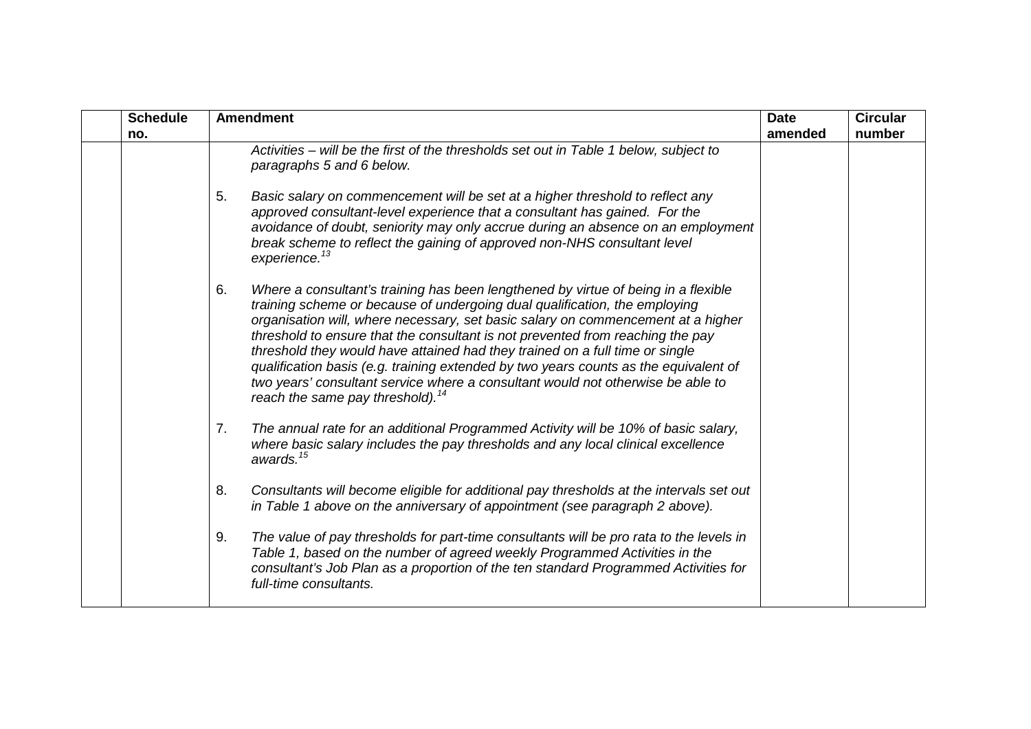| | Schedule no. | Amendment | Date amended | Circular number |
|---|---|---|---|---|
| | | *Activities – will be the first of the thresholds set out in Table 1 below, subject to paragraphs 5 and 6 below.*<br><br>5. *Basic salary on commencement will be set at a higher threshold to reflect any approved consultant-level experience that a consultant has gained. For the avoidance of doubt, seniority may only accrue during an absence on an employment break scheme to reflect the gaining of approved non-NHS consultant level experience.*[13]<br><br>6. *Where a consultant's training has been lengthened by virtue of being in a flexible training scheme or because of undergoing dual qualification, the employing organisation will, where necessary, set basic salary on commencement at a higher threshold to ensure that the consultant is not prevented from reaching the pay threshold they would have attained had they trained on a full time or single qualification basis (e.g. training extended by two years counts as the equivalent of two years' consultant service where a consultant would not otherwise be able to reach the same pay threshold).*[14]<br><br>7. *The annual rate for an additional Programmed Activity will be 10% of basic salary, where basic salary includes the pay thresholds and any local clinical excellence awards.*[15]<br><br>8. *Consultants will become eligible for additional pay thresholds at the intervals set out in Table 1 above on the anniversary of appointment (see paragraph 2 above).*<br><br>9. *The value of pay thresholds for part-time consultants will be pro rata to the levels in Table 1, based on the number of agreed weekly Programmed Activities in the consultant's Job Plan as a proportion of the ten standard Programmed Activities for full-time consultants.* | | |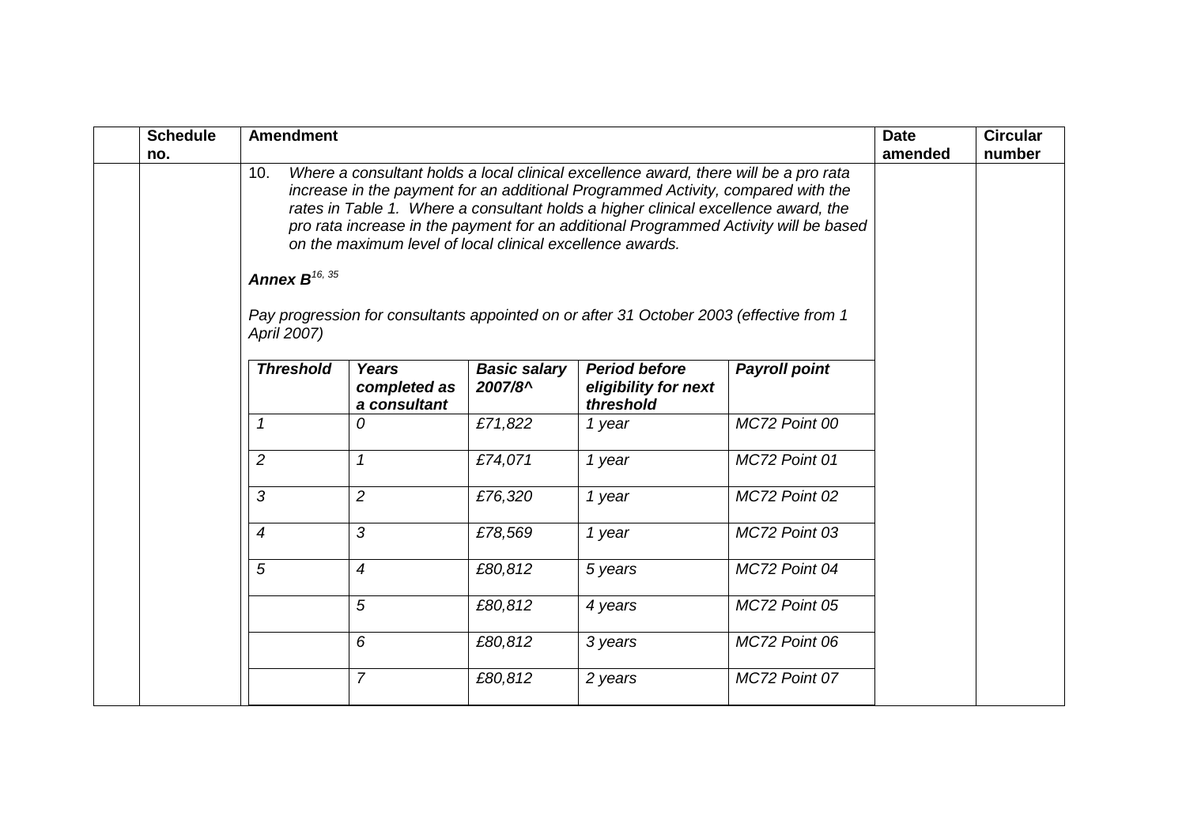| | Schedule no. | Amendment | Date amended | Circular number |
|---|---|---|---|---|
| | | 10. *Where a consultant holds a local clinical excellence award, there will be a pro rata increase in the payment for an additional Programmed Activity, compared with the rates in Table 1. Where a consultant holds a higher clinical excellence award, the pro rata increase in the payment for an additional Programmed Activity will be based on the maximum level of local clinical excellence awards.* | | |

***Annex B***[16, 35]

*Pay progression for consultants appointed on or after 31 October 2003 (effective from 1 April 2007)*

| ***Threshold*** | ***Years completed as a consultant*** | ***Basic salary 2007/8^*** | ***Period before eligibility for next threshold*** | ***Payroll point*** |
|---|---|---|---|---|
| *1* | *0* | *£71,822* | *1 year* | *MC72 Point 00* |
| *2* | *1* | *£74,071* | *1 year* | *MC72 Point 01* |
| *3* | *2* | *£76,320* | *1 year* | *MC72 Point 02* |
| *4* | *3* | *£78,569* | *1 year* | *MC72 Point 03* |
| *5* | *4* | *£80,812* | *5 years* | *MC72 Point 04* |
| | *5* | *£80,812* | *4 years* | *MC72 Point 05* |
| | *6* | *£80,812* | *3 years* | *MC72 Point 06* |
| | *7* | *£80,812* | *2 years* | *MC72 Point 07* |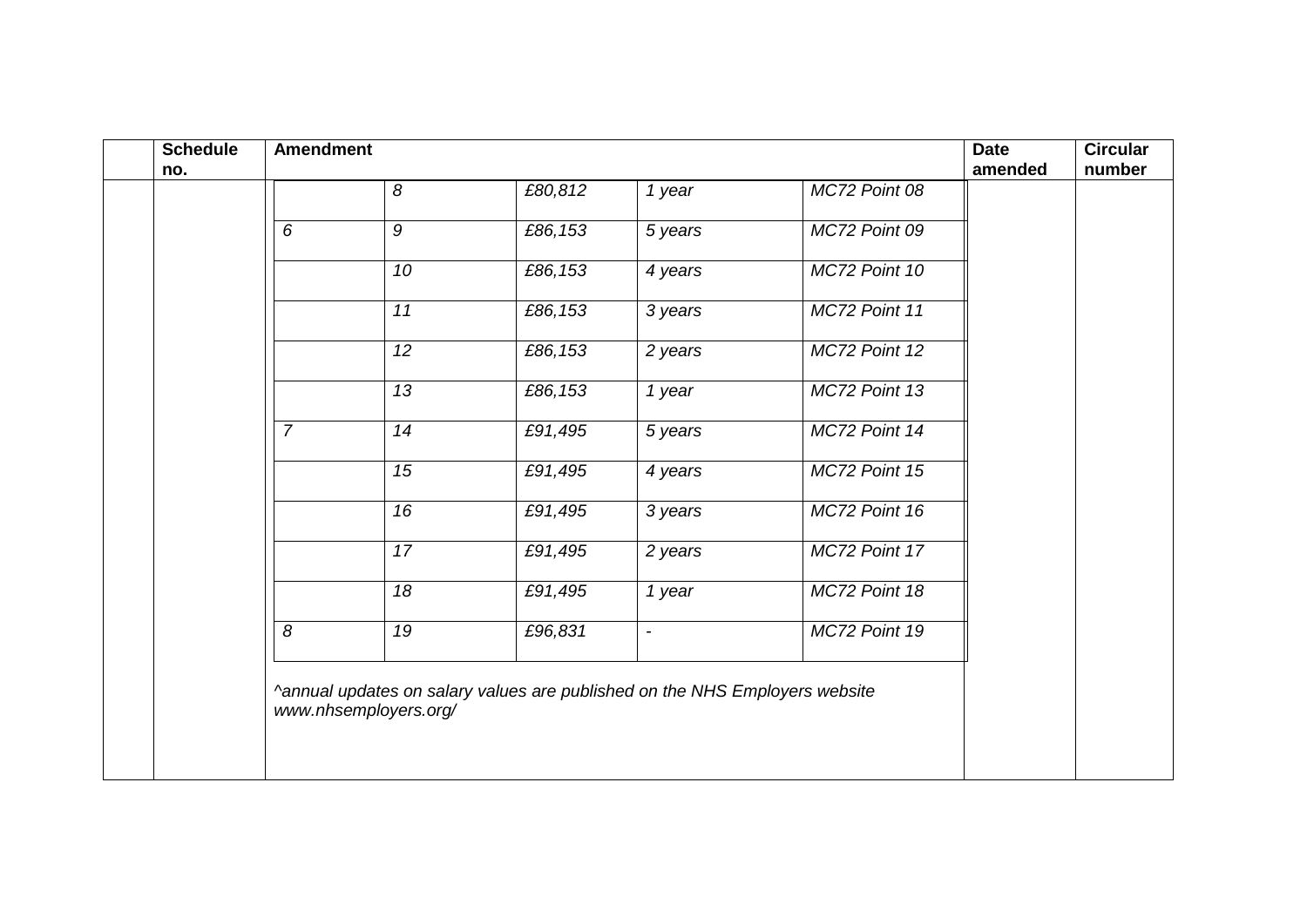| | Schedule no. | Amendment | | | | | Date amended | Circular number |
|---|---|---|---|---|---|---|---|---|
| | | | *8* | *£80,812* | *1 year* | *MC72 Point 08* | | |
| | | *6* | *9* | *£86,153* | *5 years* | *MC72 Point 09* | | |
| | | | *10* | *£86,153* | *4 years* | *MC72 Point 10* | | |
| | | | *11* | *£86,153* | *3 years* | *MC72 Point 11* | | |
| | | | *12* | *£86,153* | *2 years* | *MC72 Point 12* | | |
| | | | *13* | *£86,153* | *1 year* | *MC72 Point 13* | | |
| | | *7* | *14* | *£91,495* | *5 years* | *MC72 Point 14* | | |
| | | | *15* | *£91,495* | *4 years* | *MC72 Point 15* | | |
| | | | *16* | *£91,495* | *3 years* | *MC72 Point 16* | | |
| | | | *17* | *£91,495* | *2 years* | *MC72 Point 17* | | |
| | | | *18* | *£91,495* | *1 year* | *MC72 Point 18* | | |
| | | *8* | *19* | *£96,831* | *-* | *MC72 Point 19* | | |
| | | *^annual updates on salary values are published on the NHS Employers website www.nhsemployers.org/* | | | | | | |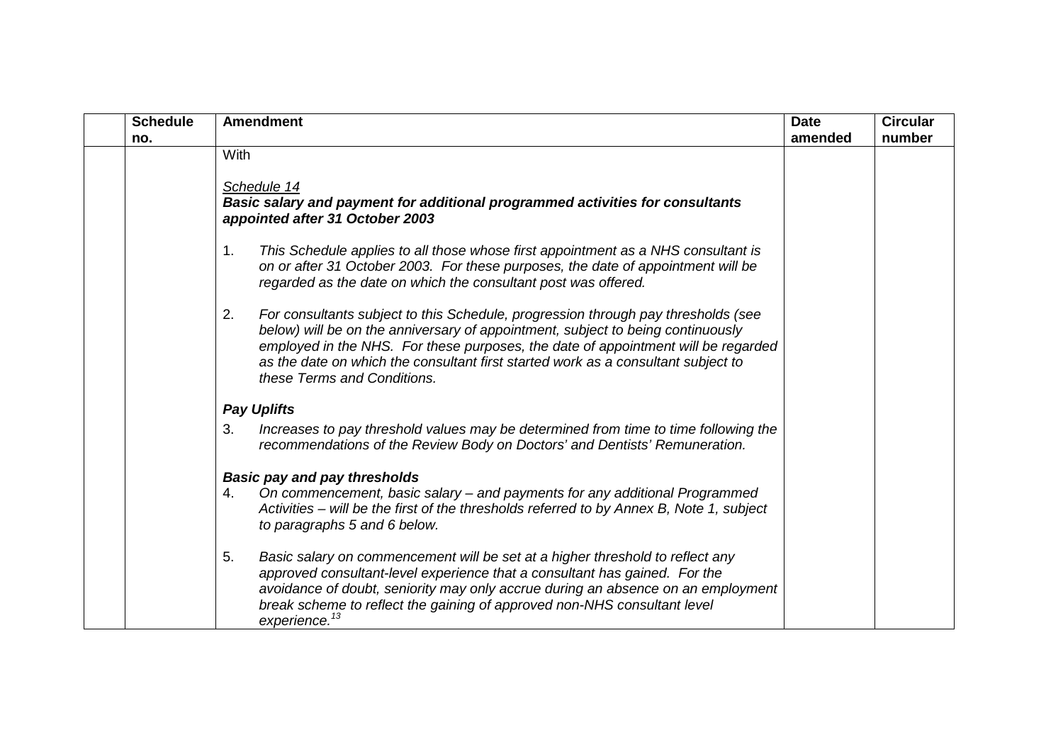| | Schedule no. | Amendment | Date amended | Circular number |
|---|---|---|---|---|
| | | With<br><br>*Schedule 14*<br>***Basic salary and payment for additional programmed activities for consultants appointed after 31 October 2003***<br><br>1. *This Schedule applies to all those whose first appointment as a NHS consultant is on or after 31 October 2003. For these purposes, the date of appointment will be regarded as the date on which the consultant post was offered.*<br><br>2. *For consultants subject to this Schedule, progression through pay thresholds (see below) will be on the anniversary of appointment, subject to being continuously employed in the NHS. For these purposes, the date of appointment will be regarded as the date on which the consultant first started work as a consultant subject to these Terms and Conditions.*<br><br>***Pay Uplifts***<br>3. *Increases to pay threshold values may be determined from time to time following the recommendations of the Review Body on Doctors' and Dentists' Remuneration.*<br><br>***Basic pay and pay thresholds***<br>4. *On commencement, basic salary – and payments for any additional Programmed Activities – will be the first of the thresholds referred to by Annex B, Note 1, subject to paragraphs 5 and 6 below.*<br><br>5. *Basic salary on commencement will be set at a higher threshold to reflect any approved consultant-level experience that a consultant has gained. For the avoidance of doubt, seniority may only accrue during an absence on an employment break scheme to reflect the gaining of approved non-NHS consultant level experience.*[13] | | |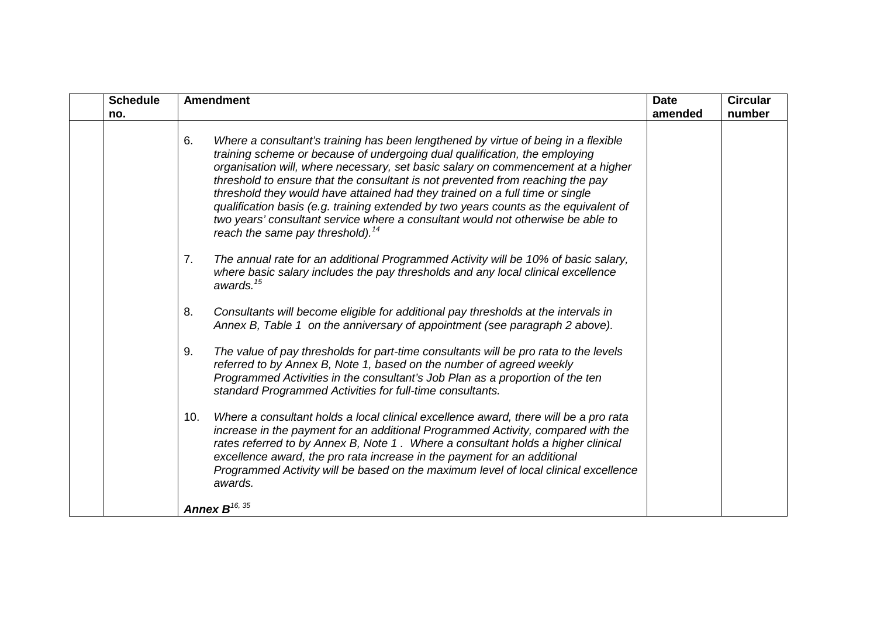| | Schedule no. | Amendment | Date amended | Circular number |
|---|---|---|---|---|
| | | 6. *Where a consultant's training has been lengthened by virtue of being in a flexible training scheme or because of undergoing dual qualification, the employing organisation will, where necessary, set basic salary on commencement at a higher threshold to ensure that the consultant is not prevented from reaching the pay threshold they would have attained had they trained on a full time or single qualification basis (e.g. training extended by two years counts as the equivalent of two years' consultant service where a consultant would not otherwise be able to reach the same pay threshold).*[14]<br><br>7. *The annual rate for an additional Programmed Activity will be 10% of basic salary, where basic salary includes the pay thresholds and any local clinical excellence awards.*[15]<br><br>8. *Consultants will become eligible for additional pay thresholds at the intervals in Annex B, Table 1 on the anniversary of appointment (see paragraph 2 above).*<br><br>9. *The value of pay thresholds for part-time consultants will be pro rata to the levels referred to by Annex B, Note 1, based on the number of agreed weekly Programmed Activities in the consultant's Job Plan as a proportion of the ten standard Programmed Activities for full-time consultants.*<br><br>10. *Where a consultant holds a local clinical excellence award, there will be a pro rata increase in the payment for an additional Programmed Activity, compared with the rates referred to by Annex B, Note 1 . Where a consultant holds a higher clinical excellence award, the pro rata increase in the payment for an additional Programmed Activity will be based on the maximum level of local clinical excellence awards.*<br><br>***Annex B***[16, 35] | | |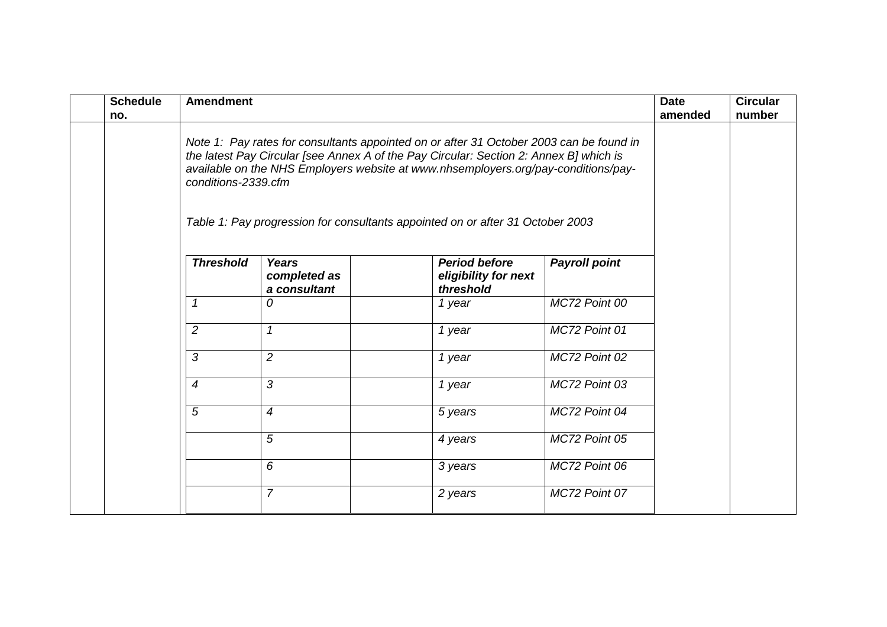| | Schedule no. | Amendment | Date amended | Circular number |
|---|---|---|---|---|
| | | *Note 1: Pay rates for consultants appointed on or after 31 October 2003 can be found in the latest Pay Circular [see Annex A of the Pay Circular: Section 2: Annex B] which is available on the NHS Employers website at www.nhsemployers.org/pay-conditions/pay-conditions-2339.cfm* | | |

*Table 1: Pay progression for consultants appointed on or after 31 October 2003*

| ***Threshold*** | ***Years completed as a consultant*** | | ***Period before eligibility for next threshold*** | ***Payroll point*** |
|---|---|---|---|---|
| *1* | *0* | | *1 year* | *MC72 Point 00* |
| *2* | *1* | | *1 year* | *MC72 Point 01* |
| *3* | *2* | | *1 year* | *MC72 Point 02* |
| *4* | *3* | | *1 year* | *MC72 Point 03* |
| *5* | *4* | | *5 years* | *MC72 Point 04* |
| | *5* | | *4 years* | *MC72 Point 05* |
| | *6* | | *3 years* | *MC72 Point 06* |
| | *7* | | *2 years* | *MC72 Point 07* |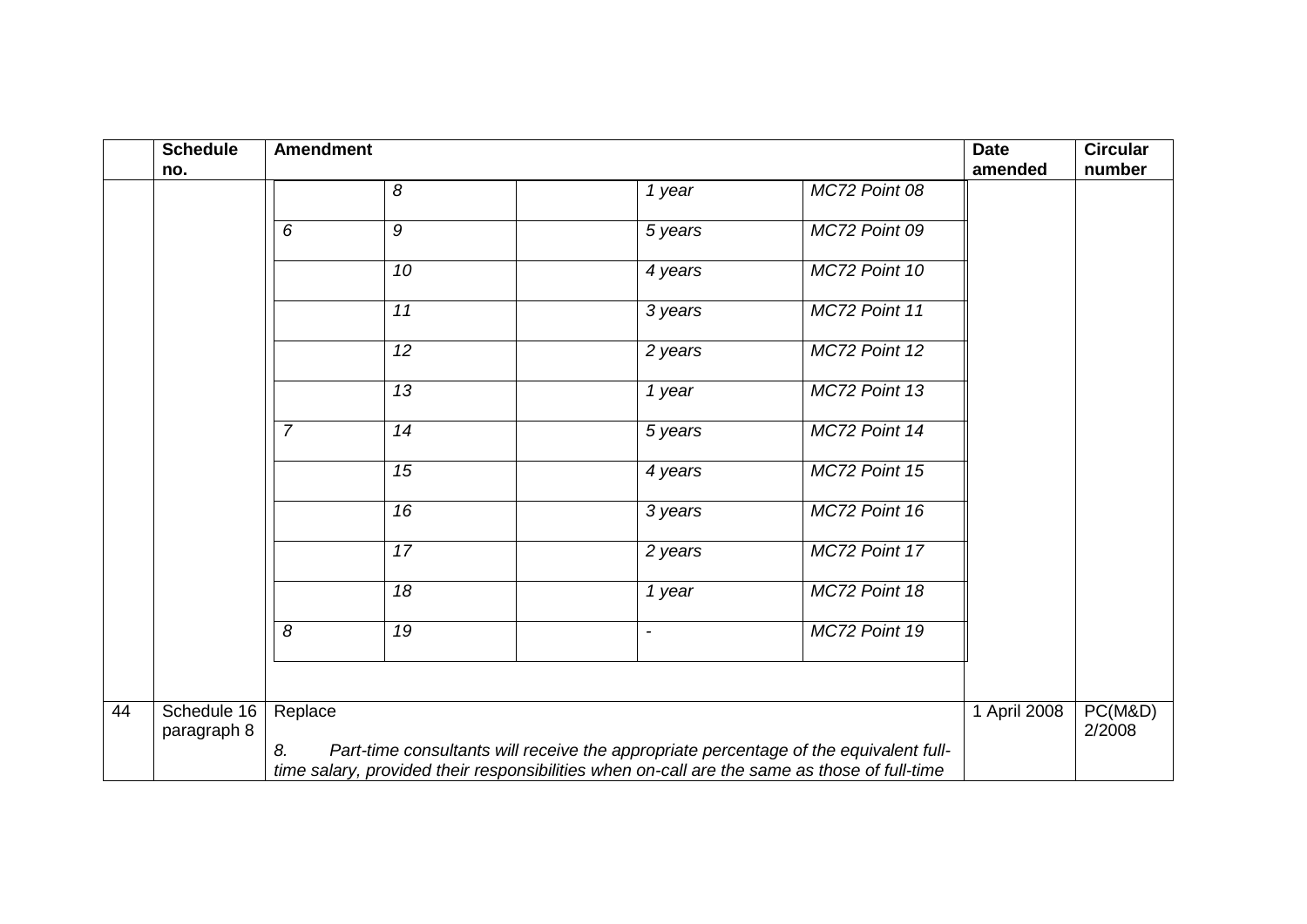| | Schedule no. | Amendment | Date amended | Circular number |
|---|---|---|---|---|
| | | | | |

| | | | | |
|---|---|---|---|---|
| | *8* | | *1 year* | *MC72 Point 08* |
| *6* | *9* | | *5 years* | *MC72 Point 09* |
| | *10* | | *4 years* | *MC72 Point 10* |
| | *11* | | *3 years* | *MC72 Point 11* |
| | *12* | | *2 years* | *MC72 Point 12* |
| | *13* | | *1 year* | *MC72 Point 13* |
| *7* | *14* | | *5 years* | *MC72 Point 14* |
| | *15* | | *4 years* | *MC72 Point 15* |
| | *16* | | *3 years* | *MC72 Point 16* |
| | *17* | | *2 years* | *MC72 Point 17* |
| | *18* | | *1 year* | *MC72 Point 18* |
| *8* | *19* | | *-* | *MC72 Point 19* |

| | Schedule no. | Amendment | Date amended | Circular number |
|---|---|---|---|---|
| 44 | Schedule 16 paragraph 8 | Replace<br><br>*8. Part-time consultants will receive the appropriate percentage of the equivalent full-time salary, provided their responsibilities when on-call are the same as those of full-time* | 1 April 2008 | PC(M&D) 2/2008 |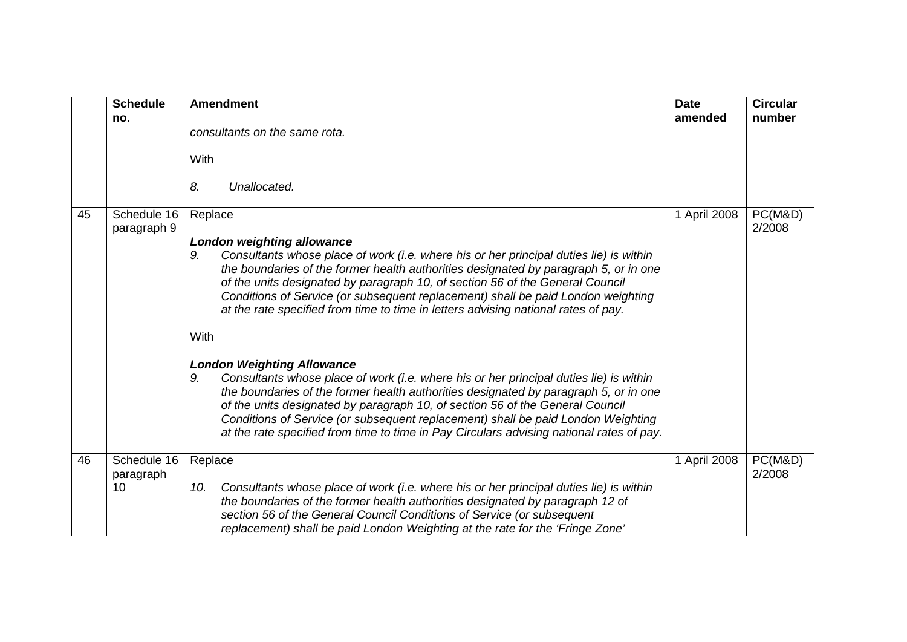|  | Schedule no. | Amendment | Date amended | Circular number |
|---|---|---|---|---|
|  |  | *consultants on the same rota.*<br><br>With<br><br>*8. Unallocated.* |  |  |
| 45 | Schedule 16 paragraph 9 | Replace<br><br>***London weighting allowance***<br>*9. Consultants whose place of work (i.e. where his or her principal duties lie) is within the boundaries of the former health authorities designated by paragraph 5, or in one of the units designated by paragraph 10, of section 56 of the General Council Conditions of Service (or subsequent replacement) shall be paid London weighting at the rate specified from time to time in letters advising national rates of pay.*<br><br>With<br><br>***London Weighting Allowance***<br>*9. Consultants whose place of work (i.e. where his or her principal duties lie) is within the boundaries of the former health authorities designated by paragraph 5, or in one of the units designated by paragraph 10, of section 56 of the General Council Conditions of Service (or subsequent replacement) shall be paid London Weighting at the rate specified from time to time in Pay Circulars advising national rates of pay.* | 1 April 2008 | PC(M&D) 2/2008 |
| 46 | Schedule 16 paragraph 10 | Replace<br><br>*10. Consultants whose place of work (i.e. where his or her principal duties lie) is within the boundaries of the former health authorities designated by paragraph 12 of section 56 of the General Council Conditions of Service (or subsequent replacement) shall be paid London Weighting at the rate for the 'Fringe Zone'* | 1 April 2008 | PC(M&D) 2/2008 |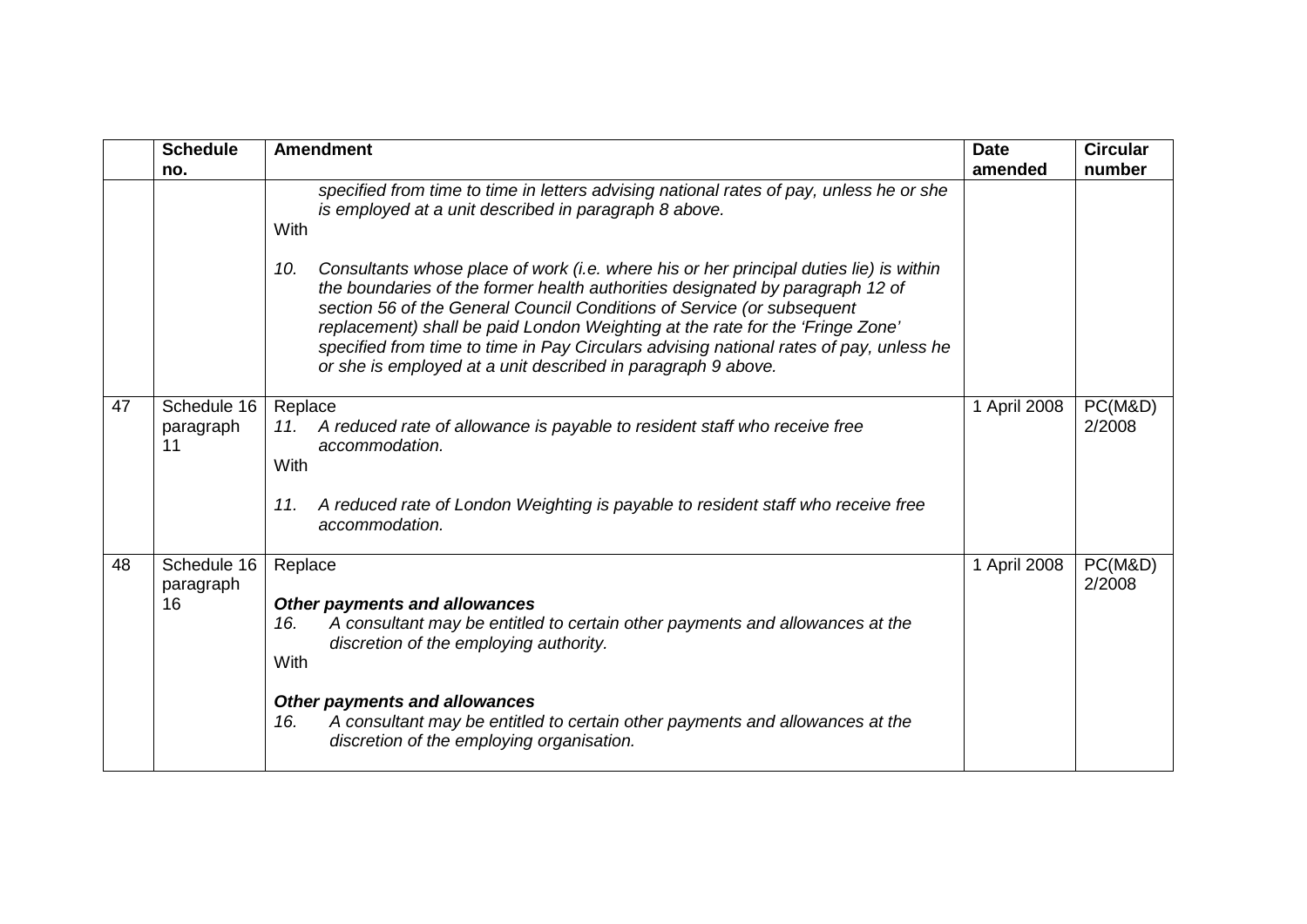| | Schedule no. | Amendment | Date amended | Circular number |
|---|---|---|---|---|
| | | *specified from time to time in letters advising national rates of pay, unless he or she is employed at a unit described in paragraph 8 above.*<br>With<br>*10. Consultants whose place of work (i.e. where his or her principal duties lie) is within the boundaries of the former health authorities designated by paragraph 12 of section 56 of the General Council Conditions of Service (or subsequent replacement) shall be paid London Weighting at the rate for the 'Fringe Zone' specified from time to time in Pay Circulars advising national rates of pay, unless he or she is employed at a unit described in paragraph 9 above.* | | |
| 47 | Schedule 16 paragraph 11 | Replace<br>*11. A reduced rate of allowance is payable to resident staff who receive free accommodation.*<br>With<br>*11. A reduced rate of London Weighting is payable to resident staff who receive free accommodation.* | 1 April 2008 | PC(M&D) 2/2008 |
| 48 | Schedule 16 paragraph 16 | Replace<br>***Other payments and allowances***<br>*16. A consultant may be entitled to certain other payments and allowances at the discretion of the employing authority.*<br>With<br>***Other payments and allowances***<br>*16. A consultant may be entitled to certain other payments and allowances at the discretion of the employing organisation.* | 1 April 2008 | PC(M&D) 2/2008 |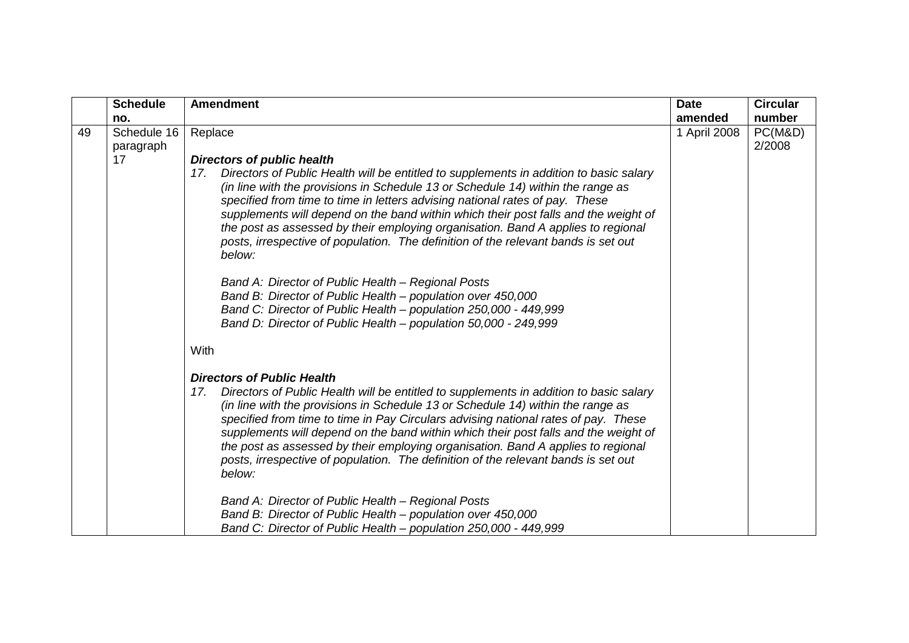| | Schedule no. | Amendment | Date amended | Circular number |
|---|---|---|---|---|
| 49 | Schedule 16 paragraph 17 | Replace<br><br>***Directors of public health***<br>*17. Directors of Public Health will be entitled to supplements in addition to basic salary (in line with the provisions in Schedule 13 or Schedule 14) within the range as specified from time to time in letters advising national rates of pay. These supplements will depend on the band within which their post falls and the weight of the post as assessed by their employing organisation. Band A applies to regional posts, irrespective of population. The definition of the relevant bands is set out below:*<br><br>*Band A: Director of Public Health – Regional Posts*<br>*Band B: Director of Public Health – population over 450,000*<br>*Band C: Director of Public Health – population 250,000 - 449,999*<br>*Band D: Director of Public Health – population 50,000 - 249,999*<br><br>With<br><br>***Directors of Public Health***<br>*17. Directors of Public Health will be entitled to supplements in addition to basic salary (in line with the provisions in Schedule 13 or Schedule 14) within the range as specified from time to time in Pay Circulars advising national rates of pay. These supplements will depend on the band within which their post falls and the weight of the post as assessed by their employing organisation. Band A applies to regional posts, irrespective of population. The definition of the relevant bands is set out below:*<br><br>*Band A: Director of Public Health – Regional Posts*<br>*Band B: Director of Public Health – population over 450,000*<br>*Band C: Director of Public Health – population 250,000 - 449,999* | 1 April 2008 | PC(M&D) 2/2008 |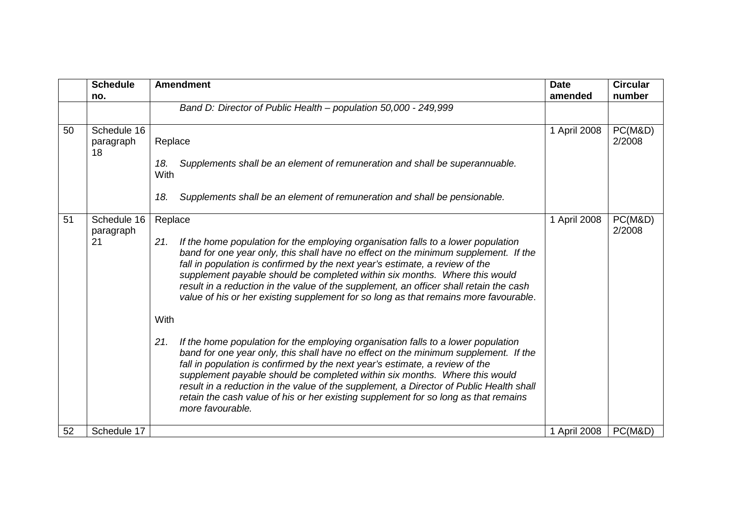| | Schedule no. | Amendment | Date amended | Circular number |
|---|---|---|---|---|
| | | *Band D: Director of Public Health – population 50,000 - 249,999* | | |
| 50 | Schedule 16 paragraph 18 | Replace<br><br>*18. Supplements shall be an element of remuneration and shall be superannuable.*<br>With<br><br>*18. Supplements shall be an element of remuneration and shall be pensionable.* | 1 April 2008 | PC(M&D) 2/2008 |
| 51 | Schedule 16 paragraph 21 | Replace<br><br>*21. If the home population for the employing organisation falls to a lower population band for one year only, this shall have no effect on the minimum supplement. If the fall in population is confirmed by the next year's estimate, a review of the supplement payable should be completed within six months. Where this would result in a reduction in the value of the supplement, an officer shall retain the cash value of his or her existing supplement for so long as that remains more favourable*.<br><br>With<br><br>*21. If the home population for the employing organisation falls to a lower population band for one year only, this shall have no effect on the minimum supplement. If the fall in population is confirmed by the next year's estimate, a review of the supplement payable should be completed within six months. Where this would result in a reduction in the value of the supplement, a Director of Public Health shall retain the cash value of his or her existing supplement for so long as that remains more favourable.* | 1 April 2008 | PC(M&D) 2/2008 |
| 52 | Schedule 17 | | 1 April 2008 | PC(M&D) |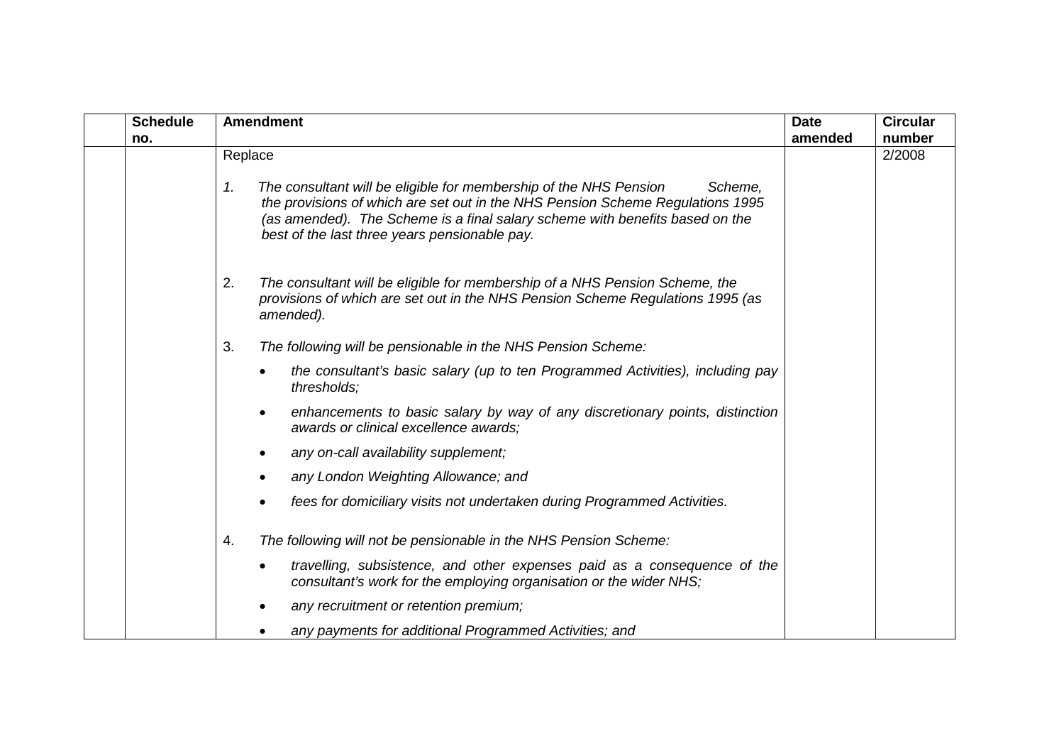| | Schedule no. | Amendment | Date amended | Circular number |
|---|---|---|---|---|
| | | Replace<br><br>1. *The consultant will be eligible for membership of the NHS Pension Scheme, the provisions of which are set out in the NHS Pension Scheme Regulations 1995 (as amended). The Scheme is a final salary scheme with benefits based on the best of the last three years pensionable pay.*<br><br>2. *The consultant will be eligible for membership of a NHS Pension Scheme, the provisions of which are set out in the NHS Pension Scheme Regulations 1995 (as amended).*<br><br>3. *The following will be pensionable in the NHS Pension Scheme:*<br>• *the consultant's basic salary (up to ten Programmed Activities), including pay thresholds;*<br>• *enhancements to basic salary by way of any discretionary points, distinction awards or clinical excellence awards;*<br>• *any on-call availability supplement;*<br>• *any London Weighting Allowance; and*<br>• *fees for domiciliary visits not undertaken during Programmed Activities.*<br><br>4. *The following will not be pensionable in the NHS Pension Scheme:*<br>• *travelling, subsistence, and other expenses paid as a consequence of the consultant's work for the employing organisation or the wider NHS;*<br>• *any recruitment or retention premium;*<br>• *any payments for additional Programmed Activities; and* | | 2/2008 |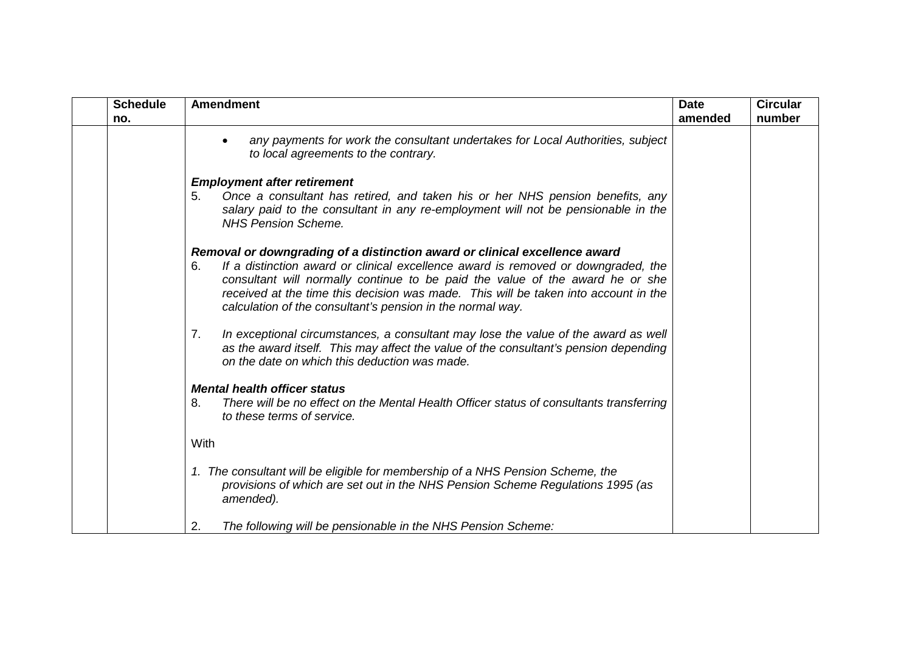|  | Schedule no. | Amendment | Date amended | Circular number |
|---|---|---|---|---|
|  |  | • *any payments for work the consultant undertakes for Local Authorities, subject to local agreements to the contrary.*<br><br>***Employment after retirement***<br>5. *Once a consultant has retired, and taken his or her NHS pension benefits, any salary paid to the consultant in any re-employment will not be pensionable in the NHS Pension Scheme.*<br><br>***Removal or downgrading of a distinction award or clinical excellence award***<br>6. *If a distinction award or clinical excellence award is removed or downgraded, the consultant will normally continue to be paid the value of the award he or she received at the time this decision was made. This will be taken into account in the calculation of the consultant's pension in the normal way.*<br><br>7. *In exceptional circumstances, a consultant may lose the value of the award as well as the award itself. This may affect the value of the consultant's pension depending on the date on which this deduction was made.*<br><br>***Mental health officer status***<br>8. *There will be no effect on the Mental Health Officer status of consultants transferring to these terms of service.*<br><br>With<br><br>*1. The consultant will be eligible for membership of a NHS Pension Scheme, the provisions of which are set out in the NHS Pension Scheme Regulations 1995 (as amended).*<br><br>2. *The following will be pensionable in the NHS Pension Scheme:* |  |  |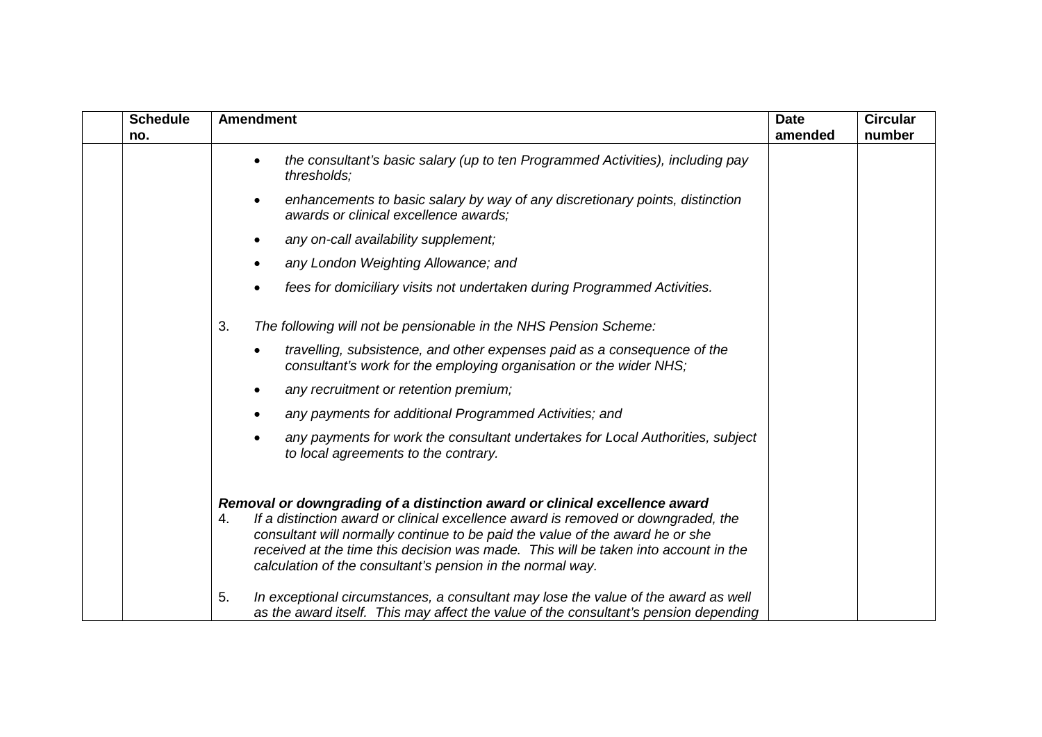| | Schedule no. | Amendment | Date amended | Circular number |
|---|---|---|---|---|
| | | • *the consultant's basic salary (up to ten Programmed Activities), including pay thresholds;*<br>• *enhancements to basic salary by way of any discretionary points, distinction awards or clinical excellence awards;*<br>• *any on-call availability supplement;*<br>• *any London Weighting Allowance; and*<br>• *fees for domiciliary visits not undertaken during Programmed Activities.*<br><br>3. *The following will not be pensionable in the NHS Pension Scheme:*<br>• *travelling, subsistence, and other expenses paid as a consequence of the consultant's work for the employing organisation or the wider NHS;*<br>• *any recruitment or retention premium;*<br>• *any payments for additional Programmed Activities; and*<br>• *any payments for work the consultant undertakes for Local Authorities, subject to local agreements to the contrary.*<br><br>***Removal or downgrading of a distinction award or clinical excellence award***<br>4. *If a distinction award or clinical excellence award is removed or downgraded, the consultant will normally continue to be paid the value of the award he or she received at the time this decision was made. This will be taken into account in the calculation of the consultant's pension in the normal way.*<br><br>5. *In exceptional circumstances, a consultant may lose the value of the award as well as the award itself. This may affect the value of the consultant's pension depending* | | |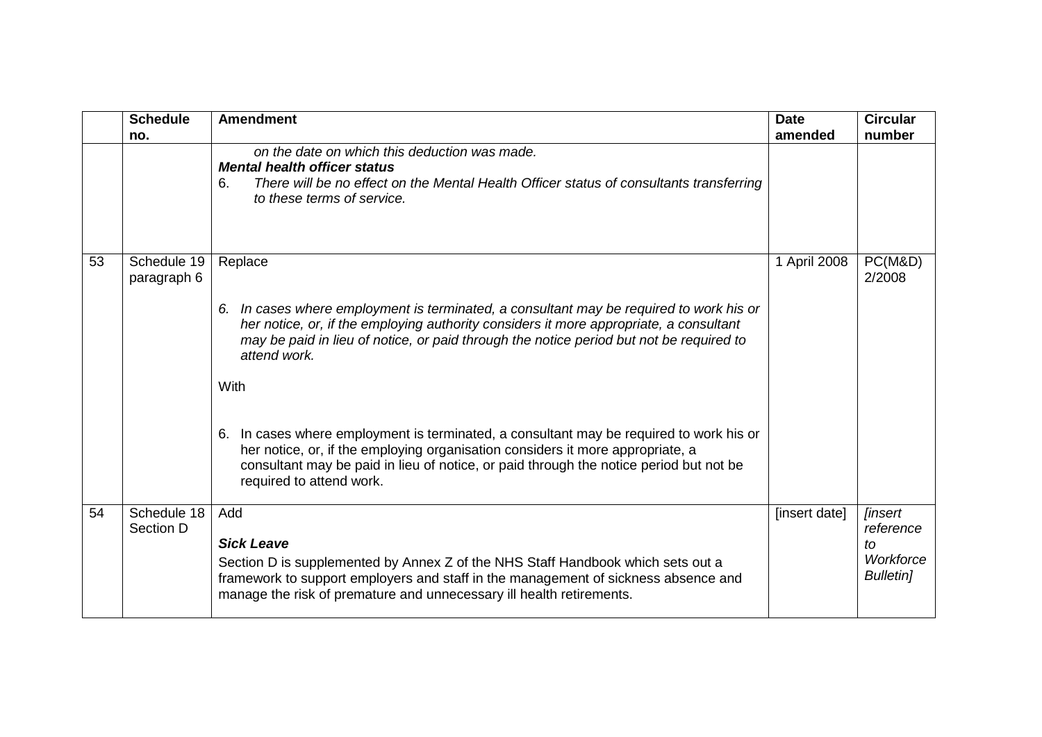| | Schedule no. | Amendment | Date amended | Circular number |
|---|---|---|---|---|
| | | *on the date on which this deduction was made.*<br>***Mental health officer status***<br>6. *There will be no effect on the Mental Health Officer status of consultants transferring to these terms of service.* | | |
| 53 | Schedule 19 paragraph 6 | Replace<br><br>*6. In cases where employment is terminated, a consultant may be required to work his or her notice, or, if the employing authority considers it more appropriate, a consultant may be paid in lieu of notice, or paid through the notice period but not be required to attend work.*<br><br>With<br><br>6. In cases where employment is terminated, a consultant may be required to work his or her notice, or, if the employing organisation considers it more appropriate, a consultant may be paid in lieu of notice, or paid through the notice period but not be required to attend work. | 1 April 2008 | PC(M&D) 2/2008 |
| 54 | Schedule 18 Section D | Add<br><br>***Sick Leave***<br>Section D is supplemented by Annex Z of the NHS Staff Handbook which sets out a framework to support employers and staff in the management of sickness absence and manage the risk of premature and unnecessary ill health retirements. | [insert date] | *[insert reference to Workforce Bulletin]* |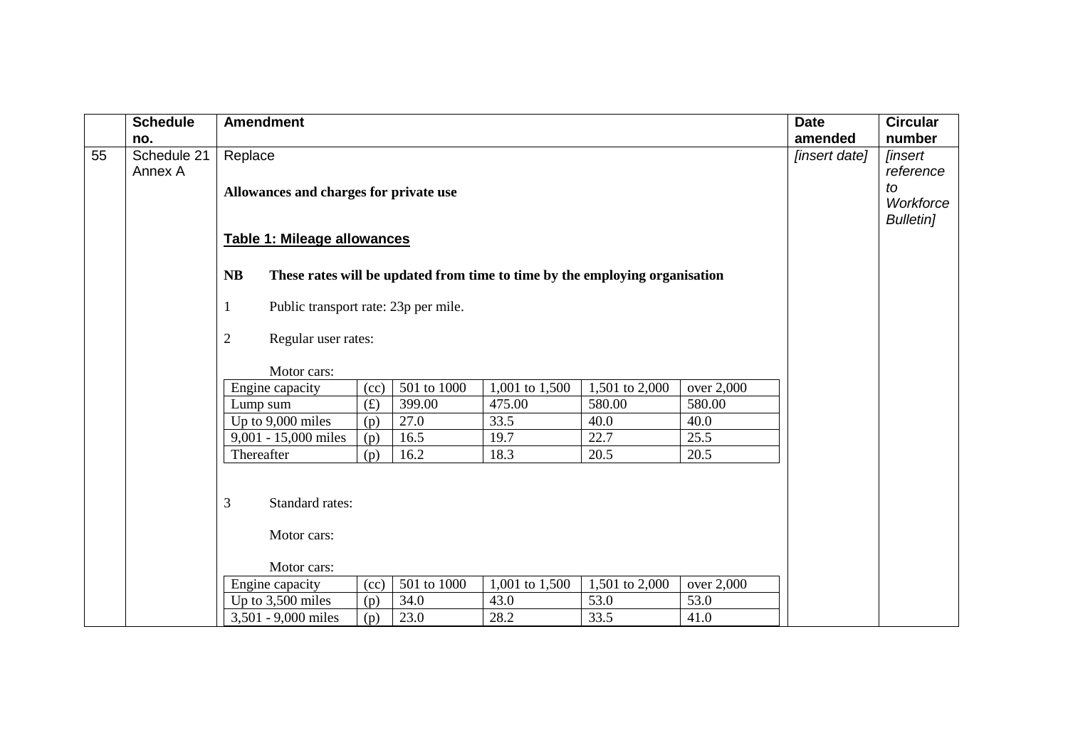| | Schedule no. | Amendment | Date amended | Circular number |
|---|---|---|---|---|
| 55 | Schedule 21 Annex A | Replace | *[insert date]* | *[insert reference to Workforce Bulletin]* |

**Allowances and charges for private use**

**Table 1: Mileage allowances**

**NB These rates will be updated from time to time by the employing organisation**

1 Public transport rate: 23p per mile.

2 Regular user rates:

Motor cars:

| Engine capacity | (cc) | 501 to 1000 | 1,001 to 1,500 | 1,501 to 2,000 | over 2,000 |
|---|---|---|---|---|---|
| Lump sum | (£) | 399.00 | 475.00 | 580.00 | 580.00 |
| Up to 9,000 miles | (p) | 27.0 | 33.5 | 40.0 | 40.0 |
| 9,001 - 15,000 miles | (p) | 16.5 | 19.7 | 22.7 | 25.5 |
| Thereafter | (p) | 16.2 | 18.3 | 20.5 | 20.5 |

3 Standard rates:

Motor cars:

Motor cars:

| Engine capacity | (cc) | 501 to 1000 | 1,001 to 1,500 | 1,501 to 2,000 | over 2,000 |
|---|---|---|---|---|---|
| Up to 3,500 miles | (p) | 34.0 | 43.0 | 53.0 | 53.0 |
| 3,501 - 9,000 miles | (p) | 23.0 | 28.2 | 33.5 | 41.0 |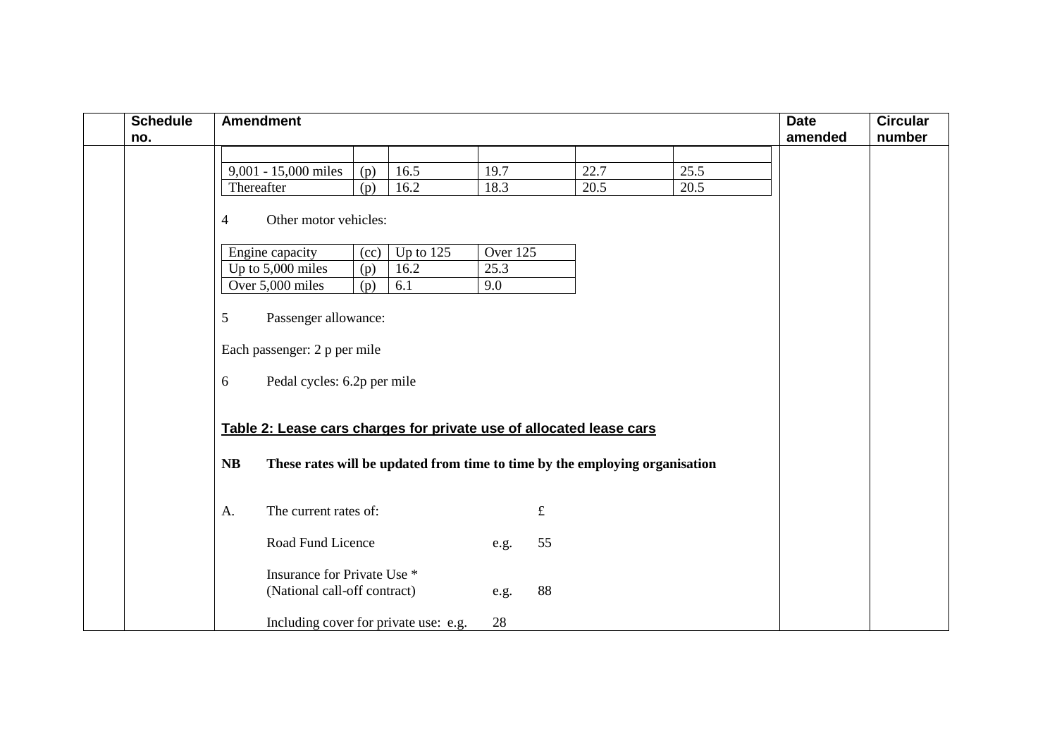| | Schedule no. | Amendment | Date amended | Circular number |
|---|---|---|---|---|

| | | | | | |
|---|---|---|---|---|---|
| 9,001 - 15,000 miles | (p) | 16.5 | 19.7 | 22.7 | 25.5 |
| Thereafter | (p) | 16.2 | 18.3 | 20.5 | 20.5 |

4 Other motor vehicles:

| Engine capacity | (cc) | Up to 125 | Over 125 |
|---|---|---|---|
| Up to 5,000 miles | (p) | 16.2 | 25.3 |
| Over 5,000 miles | (p) | 6.1 | 9.0 |

5 Passenger allowance:

Each passenger: 2 p per mile

6 Pedal cycles: 6.2p per mile

**Table 2: Lease cars charges for private use of allocated lease cars**

**NB These rates will be updated from time to time by the employing organisation**

A. The current rates of: £

Road Fund Licence e.g. 55

Insurance for Private Use *
(National call-off contract) e.g. 88

Including cover for private use: e.g. 28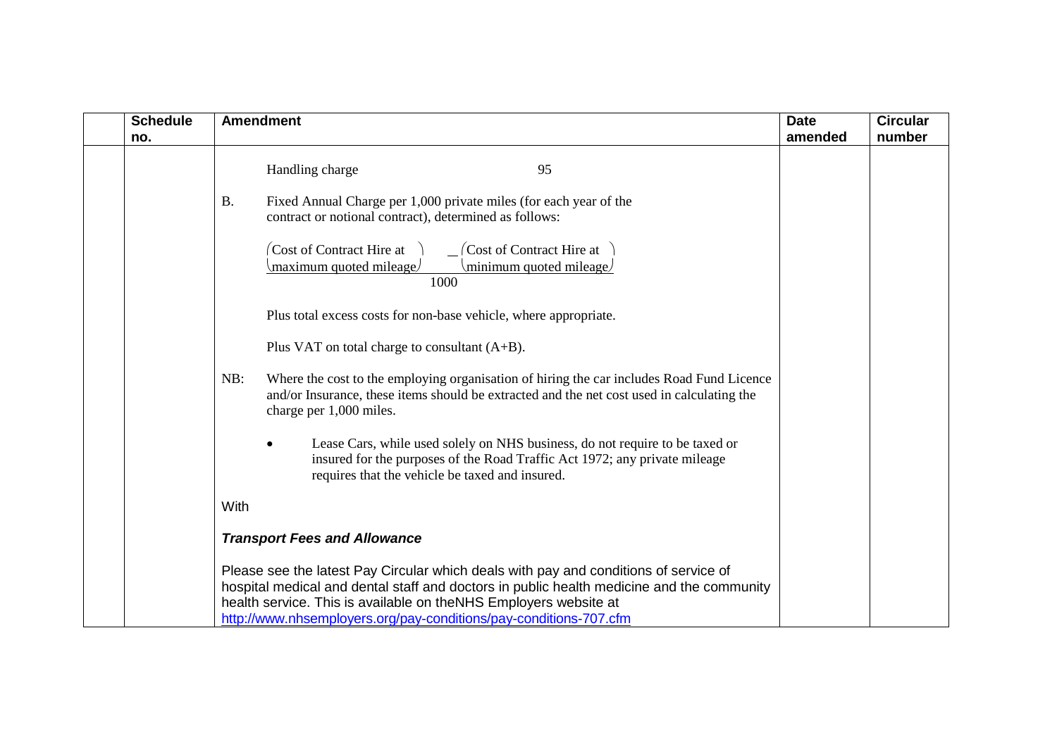| | Schedule no. | Amendment | Date amended | Circular number |
|---|---|---|---|---|
| | | Handling charge 95<br><br>B. Fixed Annual Charge per 1,000 private miles (for each year of the contract or notional contract), determined as follows:<br><br>$$\frac{\begin{pmatrix}\text{Cost of Contract Hire at} \\ \text{maximum quoted mileage}\end{pmatrix} - \begin{pmatrix}\text{Cost of Contract Hire at} \\ \text{minimum quoted mileage}\end{pmatrix}}{1000}$$<br><br>Plus total excess costs for non-base vehicle, where appropriate.<br><br>Plus VAT on total charge to consultant (A+B).<br><br>NB: Where the cost to the employing organisation of hiring the car includes Road Fund Licence and/or Insurance, these items should be extracted and the net cost used in calculating the charge per 1,000 miles.<br><br>• Lease Cars, while used solely on NHS business, do not require to be taxed or insured for the purposes of the Road Traffic Act 1972; any private mileage requires that the vehicle be taxed and insured.<br><br>With<br><br>***Transport Fees and Allowance***<br><br>Please see the latest Pay Circular which deals with pay and conditions of service of hospital medical and dental staff and doctors in public health medicine and the community health service. This is available on theNHS Employers website at http://www.nhsemployers.org/pay-conditions/pay-conditions-707.cfm | | |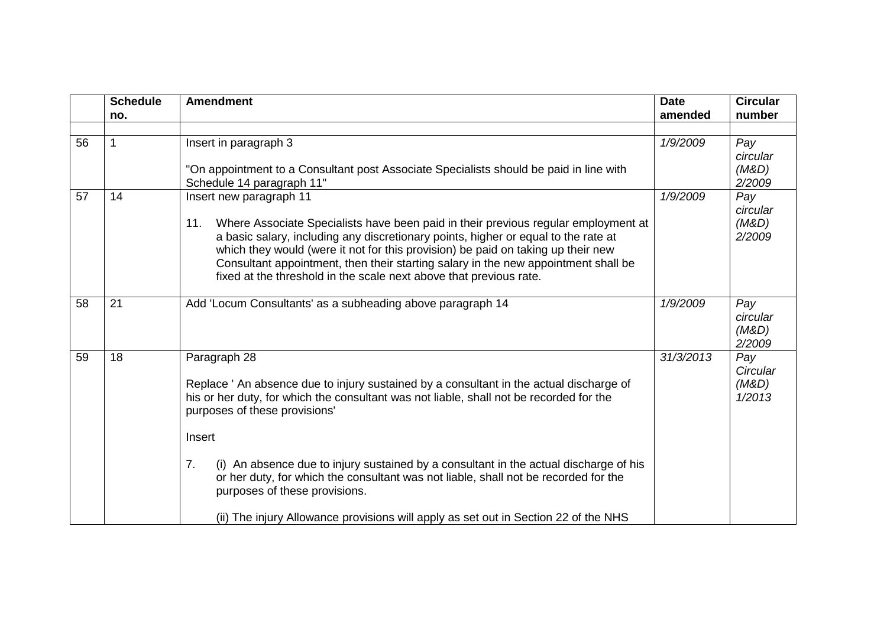| | Schedule no. | Amendment | Date amended | Circular number |
|---|---|---|---|---|
| | | | | |
| 56 | 1 | Insert in paragraph 3<br><br>"On appointment to a Consultant post Associate Specialists should be paid in line with Schedule 14 paragraph 11" | *1/9/2009* | *Pay circular (M&D) 2/2009* |
| 57 | 14 | Insert new paragraph 11<br><br>11. Where Associate Specialists have been paid in their previous regular employment at a basic salary, including any discretionary points, higher or equal to the rate at which they would (were it not for this provision) be paid on taking up their new Consultant appointment, then their starting salary in the new appointment shall be fixed at the threshold in the scale next above that previous rate. | *1/9/2009* | *Pay circular (M&D) 2/2009* |
| 58 | 21 | Add 'Locum Consultants' as a subheading above paragraph 14 | *1/9/2009* | *Pay circular (M&D) 2/2009* |
| 59 | 18 | Paragraph 28<br><br>Replace ' An absence due to injury sustained by a consultant in the actual discharge of his or her duty, for which the consultant was not liable, shall not be recorded for the purposes of these provisions'<br><br>Insert<br><br>7. (i) An absence due to injury sustained by a consultant in the actual discharge of his or her duty, for which the consultant was not liable, shall not be recorded for the purposes of these provisions.<br><br>(ii) The injury Allowance provisions will apply as set out in Section 22 of the NHS | *31/3/2013* | *Pay Circular (M&D) 1/2013* |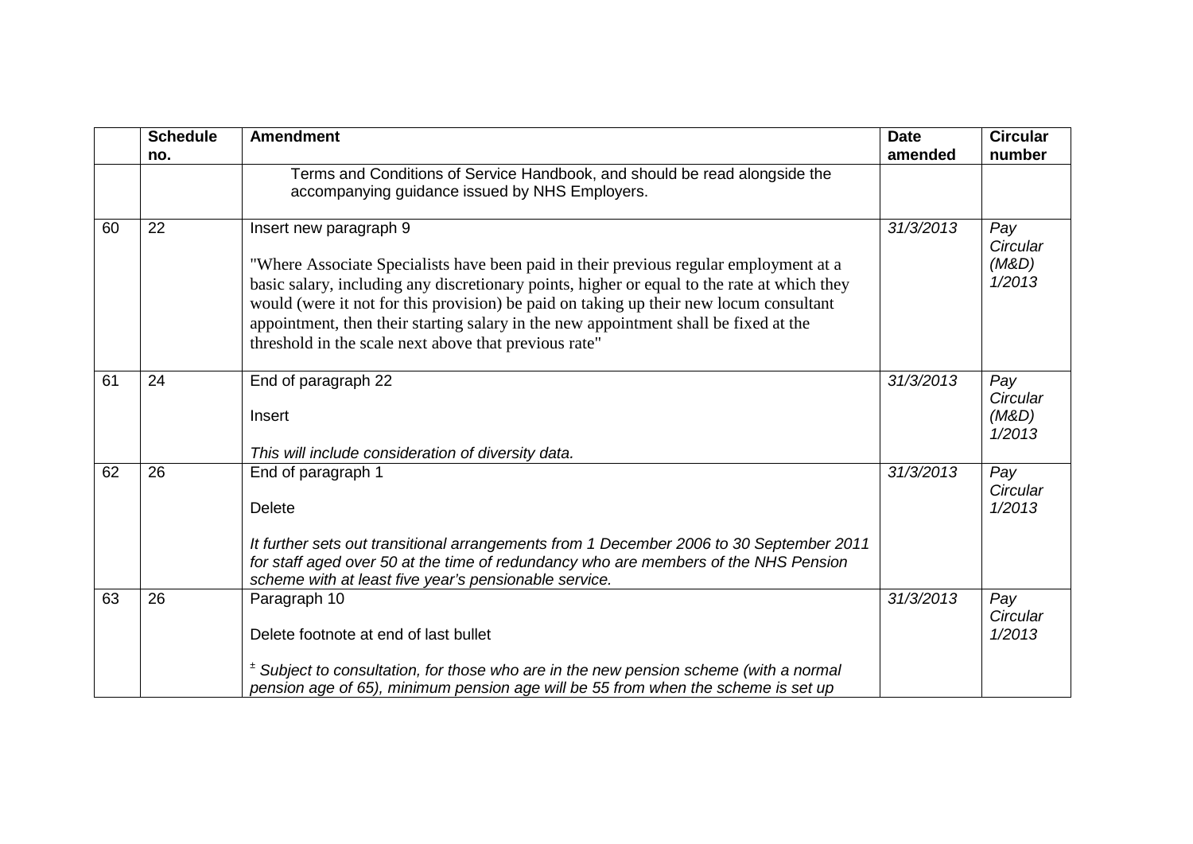| | Schedule no. | Amendment | Date amended | Circular number |
|---|---|---|---|---|
| | | Terms and Conditions of Service Handbook, and should be read alongside the accompanying guidance issued by NHS Employers. | | |
| 60 | 22 | Insert new paragraph 9<br><br>"Where Associate Specialists have been paid in their previous regular employment at a basic salary, including any discretionary points, higher or equal to the rate at which they would (were it not for this provision) be paid on taking up their new locum consultant appointment, then their starting salary in the new appointment shall be fixed at the threshold in the scale next above that previous rate" | *31/3/2013* | *Pay Circular (M&D) 1/2013* |
| 61 | 24 | End of paragraph 22<br><br>Insert<br><br>*This will include consideration of diversity data.* | *31/3/2013* | *Pay Circular (M&D) 1/2013* |
| 62 | 26 | End of paragraph 1<br><br>Delete<br><br>*It further sets out transitional arrangements from 1 December 2006 to 30 September 2011 for staff aged over 50 at the time of redundancy who are members of the NHS Pension scheme with at least five year's pensionable service.* | *31/3/2013* | *Pay Circular 1/2013* |
| 63 | 26 | Paragraph 10<br><br>Delete footnote at end of last bullet<br><br>± *Subject to consultation, for those who are in the new pension scheme (with a normal pension age of 65), minimum pension age will be 55 from when the scheme is set up* | *31/3/2013* | *Pay Circular 1/2013* |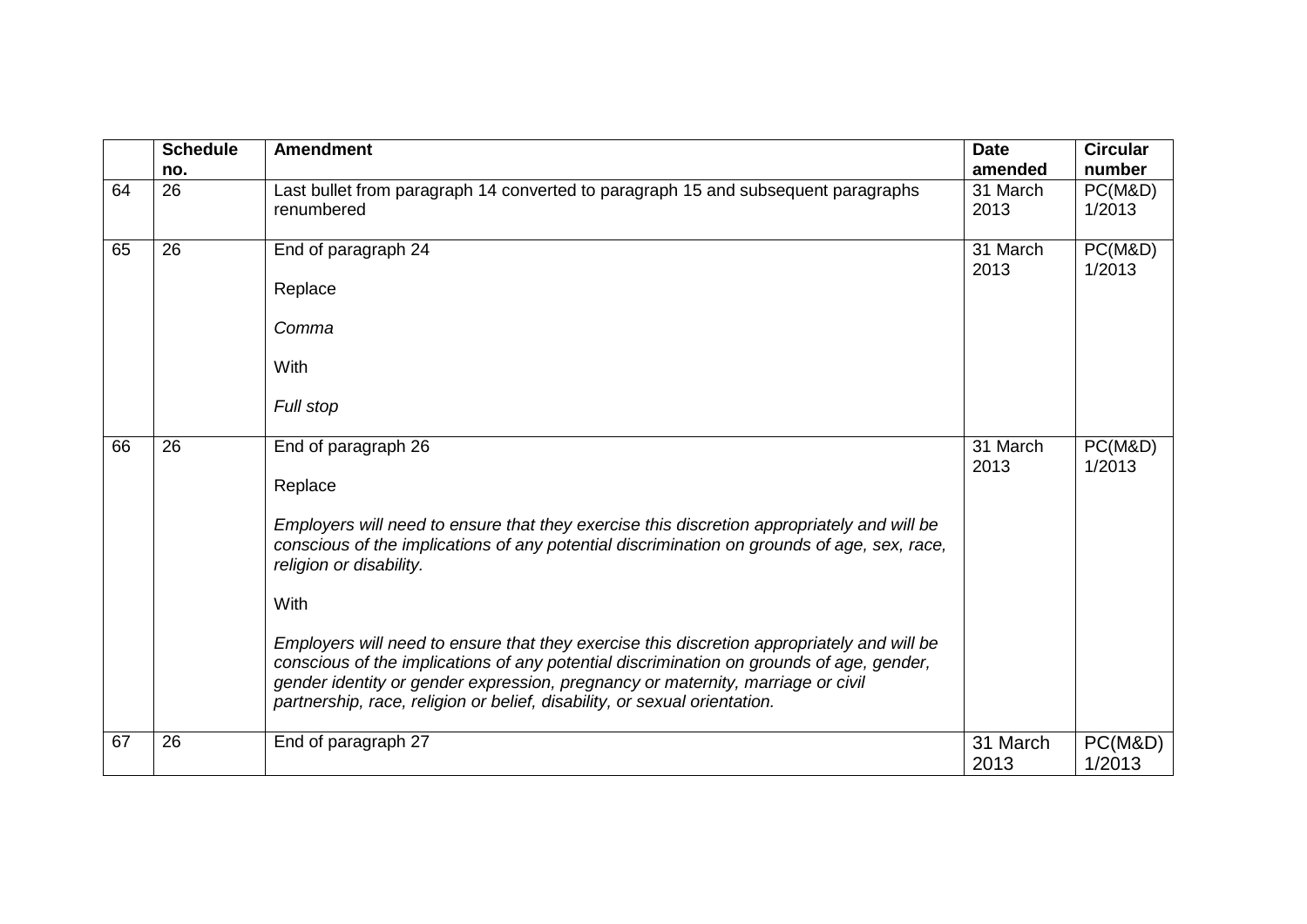| | Schedule no. | Amendment | Date amended | Circular number |
|---|---|---|---|---|
| 64 | 26 | Last bullet from paragraph 14 converted to paragraph 15 and subsequent paragraphs renumbered | 31 March 2013 | PC(M&D) 1/2013 |
| 65 | 26 | End of paragraph 24<br><br>Replace<br><br>*Comma*<br><br>With<br><br>*Full stop* | 31 March 2013 | PC(M&D) 1/2013 |
| 66 | 26 | End of paragraph 26<br><br>Replace<br><br>*Employers will need to ensure that they exercise this discretion appropriately and will be conscious of the implications of any potential discrimination on grounds of age, sex, race, religion or disability.*<br><br>With<br><br>*Employers will need to ensure that they exercise this discretion appropriately and will be conscious of the implications of any potential discrimination on grounds of age, gender, gender identity or gender expression, pregnancy or maternity, marriage or civil partnership, race, religion or belief, disability, or sexual orientation.* | 31 March 2013 | PC(M&D) 1/2013 |
| 67 | 26 | End of paragraph 27 | 31 March 2013 | PC(M&D) 1/2013 |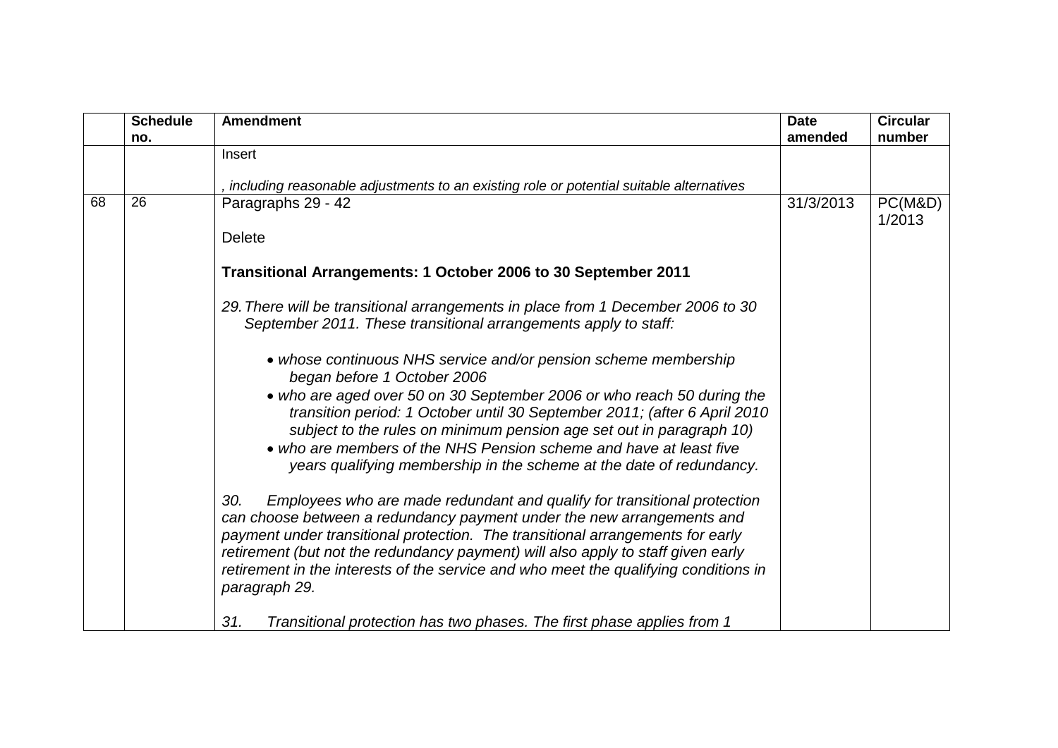|  | Schedule no. | Amendment | Date amended | Circular number |
|---|---|---|---|---|
|  |  | Insert<br><br>*, including reasonable adjustments to an existing role or potential suitable alternatives* |  |  |
| 68 | 26 | Paragraphs 29 - 42<br><br>Delete<br><br>**Transitional Arrangements: 1 October 2006 to 30 September 2011**<br><br>*29. There will be transitional arrangements in place from 1 December 2006 to 30 September 2011. These transitional arrangements apply to staff:*<br><br>• *whose continuous NHS service and/or pension scheme membership began before 1 October 2006*<br>• *who are aged over 50 on 30 September 2006 or who reach 50 during the transition period: 1 October until 30 September 2011; (after 6 April 2010 subject to the rules on minimum pension age set out in paragraph 10)*<br>• *who are members of the NHS Pension scheme and have at least five years qualifying membership in the scheme at the date of redundancy.*<br><br>*30. Employees who are made redundant and qualify for transitional protection can choose between a redundancy payment under the new arrangements and payment under transitional protection. The transitional arrangements for early retirement (but not the redundancy payment) will also apply to staff given early retirement in the interests of the service and who meet the qualifying conditions in paragraph 29.*<br><br>*31. Transitional protection has two phases. The first phase applies from 1* | 31/3/2013 | PC(M&D) 1/2013 |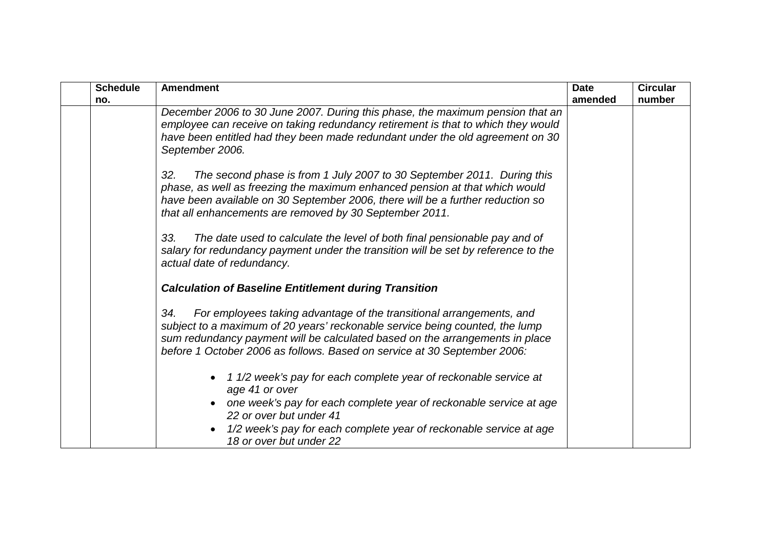|  | Schedule no. | Amendment | Date amended | Circular number |
|---|---|---|---|---|
|  |  | *December 2006 to 30 June 2007. During this phase, the maximum pension that an employee can receive on taking redundancy retirement is that to which they would have been entitled had they been made redundant under the old agreement on 30 September 2006.*<br><br>*32. The second phase is from 1 July 2007 to 30 September 2011. During this phase, as well as freezing the maximum enhanced pension at that which would have been available on 30 September 2006, there will be a further reduction so that all enhancements are removed by 30 September 2011.*<br><br>*33. The date used to calculate the level of both final pensionable pay and of salary for redundancy payment under the transition will be set by reference to the actual date of redundancy.*<br><br>***Calculation of Baseline Entitlement during Transition***<br><br>*34. For employees taking advantage of the transitional arrangements, and subject to a maximum of 20 years' reckonable service being counted, the lump sum redundancy payment will be calculated based on the arrangements in place before 1 October 2006 as follows. Based on service at 30 September 2006:*<br><br>• *1 1/2 week's pay for each complete year of reckonable service at age 41 or over*<br>• *one week's pay for each complete year of reckonable service at age 22 or over but under 41*<br>• *1/2 week's pay for each complete year of reckonable service at age 18 or over but under 22* |  |  |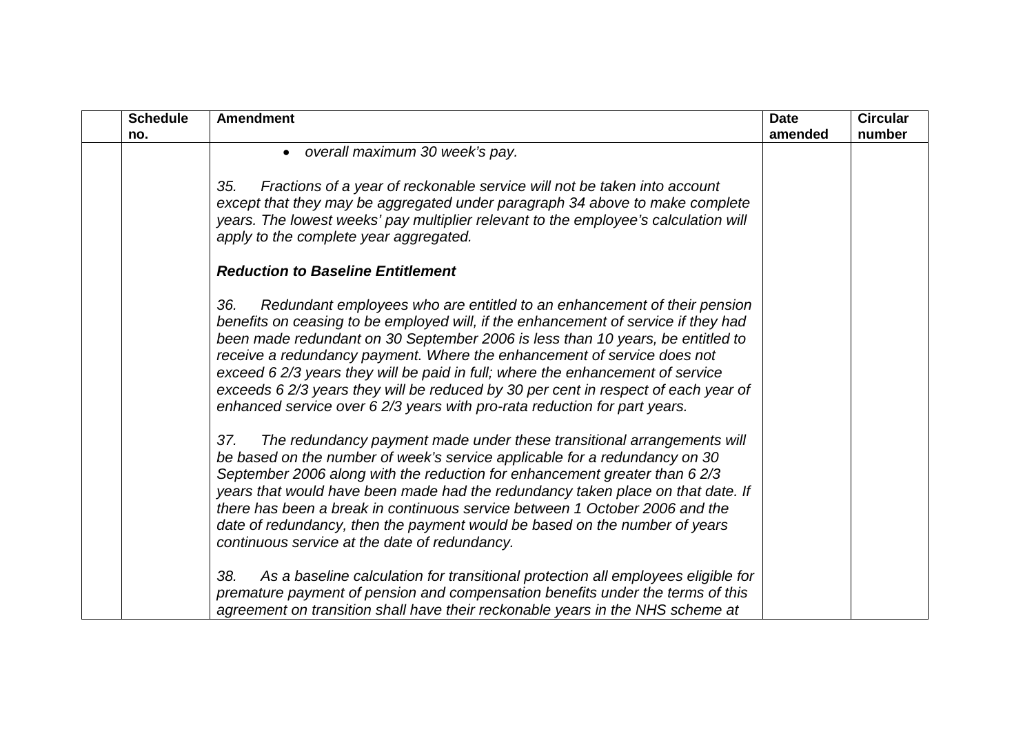| | Schedule no. | Amendment | Date amended | Circular number |
|---|---|---|---|---|
| | | • *overall maximum 30 week's pay.*<br><br>*35. Fractions of a year of reckonable service will not be taken into account except that they may be aggregated under paragraph 34 above to make complete years. The lowest weeks' pay multiplier relevant to the employee's calculation will apply to the complete year aggregated.*<br><br>***Reduction to Baseline Entitlement***<br><br>*36. Redundant employees who are entitled to an enhancement of their pension benefits on ceasing to be employed will, if the enhancement of service if they had been made redundant on 30 September 2006 is less than 10 years, be entitled to receive a redundancy payment. Where the enhancement of service does not exceed 6 2/3 years they will be paid in full; where the enhancement of service exceeds 6 2/3 years they will be reduced by 30 per cent in respect of each year of enhanced service over 6 2/3 years with pro-rata reduction for part years.*<br><br>*37. The redundancy payment made under these transitional arrangements will be based on the number of week's service applicable for a redundancy on 30 September 2006 along with the reduction for enhancement greater than 6 2/3 years that would have been made had the redundancy taken place on that date. If there has been a break in continuous service between 1 October 2006 and the date of redundancy, then the payment would be based on the number of years continuous service at the date of redundancy.*<br><br>*38. As a baseline calculation for transitional protection all employees eligible for premature payment of pension and compensation benefits under the terms of this agreement on transition shall have their reckonable years in the NHS scheme at* | | |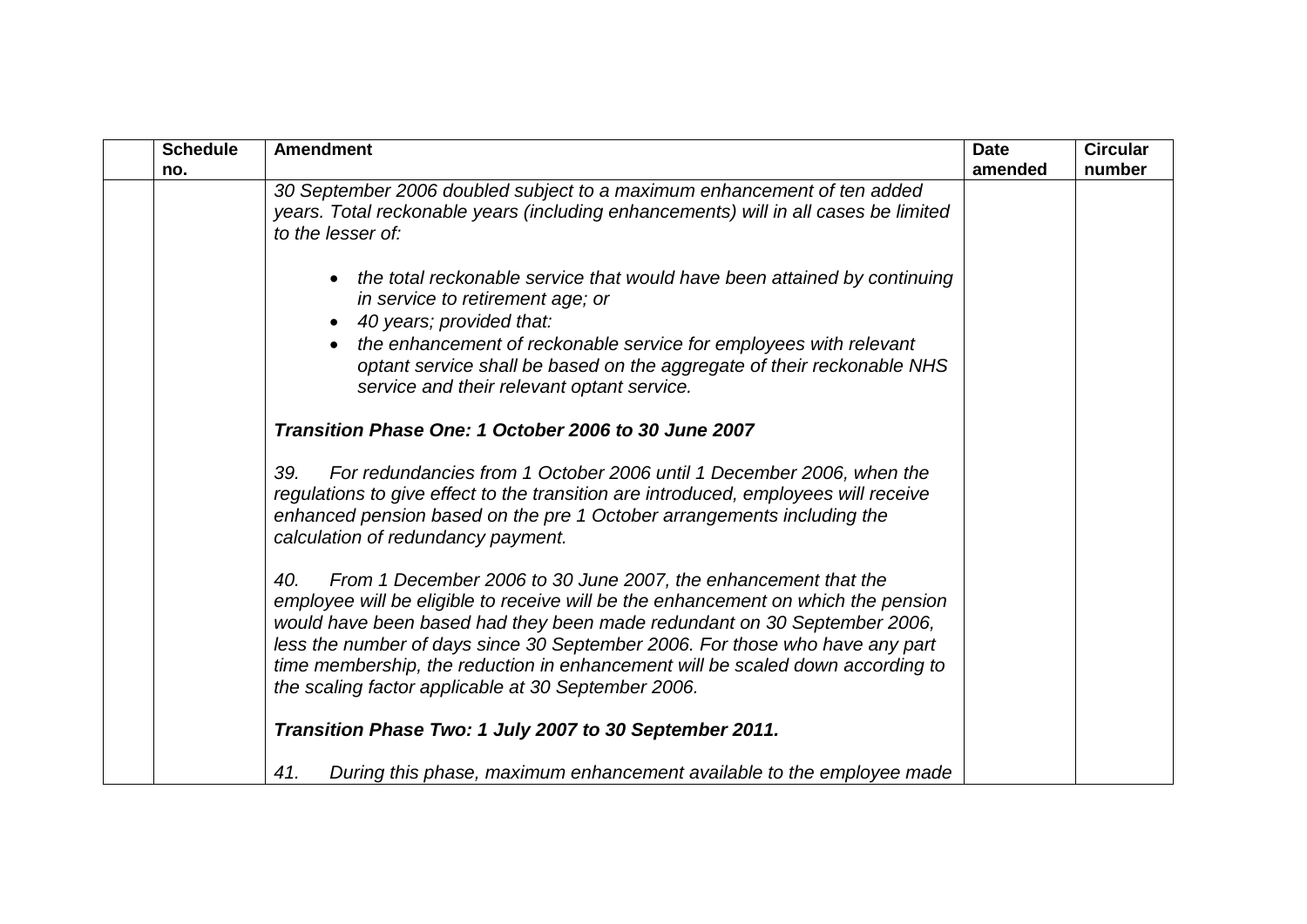| | Schedule no. | Amendment | Date amended | Circular number |
|---|---|---|---|---|
| | | *30 September 2006 doubled subject to a maximum enhancement of ten added years. Total reckonable years (including enhancements) will in all cases be limited to the lesser of:*<br><br>• *the total reckonable service that would have been attained by continuing in service to retirement age; or*<br>• *40 years; provided that:*<br>• *the enhancement of reckonable service for employees with relevant optant service shall be based on the aggregate of their reckonable NHS service and their relevant optant service.*<br><br>***Transition Phase One: 1 October 2006 to 30 June 2007***<br><br>*39. For redundancies from 1 October 2006 until 1 December 2006, when the regulations to give effect to the transition are introduced, employees will receive enhanced pension based on the pre 1 October arrangements including the calculation of redundancy payment.*<br><br>*40. From 1 December 2006 to 30 June 2007, the enhancement that the employee will be eligible to receive will be the enhancement on which the pension would have been based had they been made redundant on 30 September 2006, less the number of days since 30 September 2006. For those who have any part time membership, the reduction in enhancement will be scaled down according to the scaling factor applicable at 30 September 2006.*<br><br>***Transition Phase Two: 1 July 2007 to 30 September 2011.***<br><br>*41. During this phase, maximum enhancement available to the employee made* | | |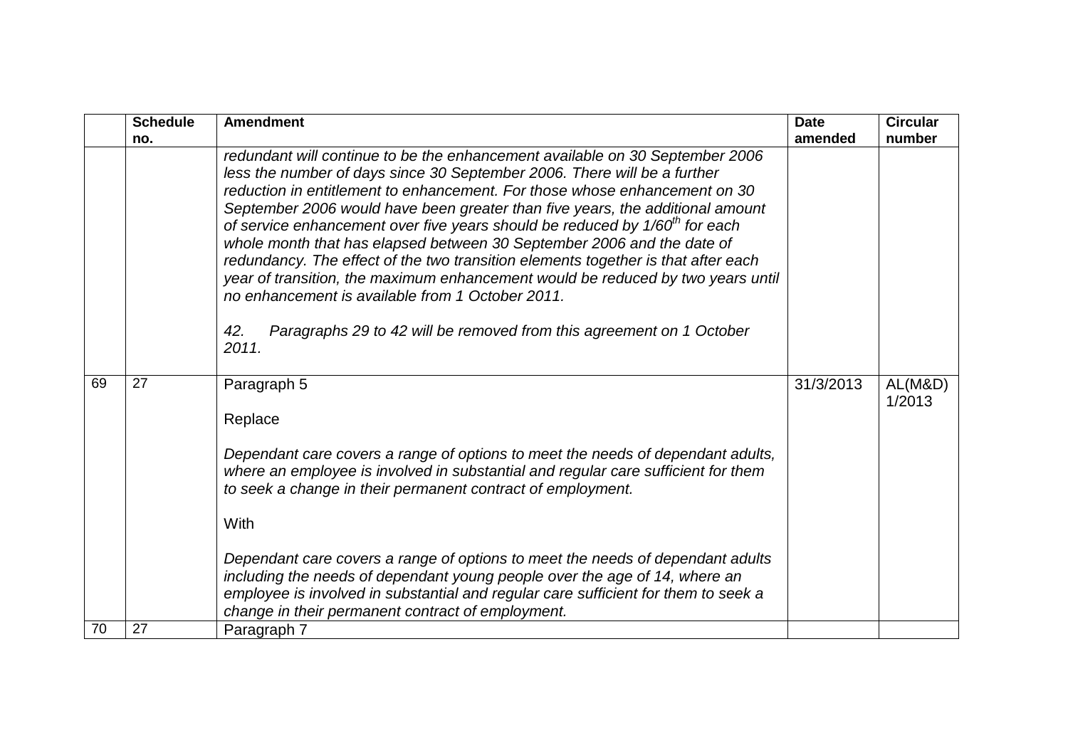|  | Schedule no. | Amendment | Date amended | Circular number |
|---|---|---|---|---|
|  |  | *redundant will continue to be the enhancement available on 30 September 2006 less the number of days since 30 September 2006. There will be a further reduction in entitlement to enhancement. For those whose enhancement on 30 September 2006 would have been greater than five years, the additional amount of service enhancement over five years should be reduced by 1/60th for each whole month that has elapsed between 30 September 2006 and the date of redundancy. The effect of the two transition elements together is that after each year of transition, the maximum enhancement would be reduced by two years until no enhancement is available from 1 October 2011.*<br><br>*42. Paragraphs 29 to 42 will be removed from this agreement on 1 October 2011.* |  |  |
| 69 | 27 | Paragraph 5<br><br>Replace<br><br>*Dependant care covers a range of options to meet the needs of dependant adults, where an employee is involved in substantial and regular care sufficient for them to seek a change in their permanent contract of employment.*<br><br>With<br><br>*Dependant care covers a range of options to meet the needs of dependant adults including the needs of dependant young people over the age of 14, where an employee is involved in substantial and regular care sufficient for them to seek a change in their permanent contract of employment.* | 31/3/2013 | AL(M&D) 1/2013 |
| 70 | 27 | Paragraph 7 |  |  |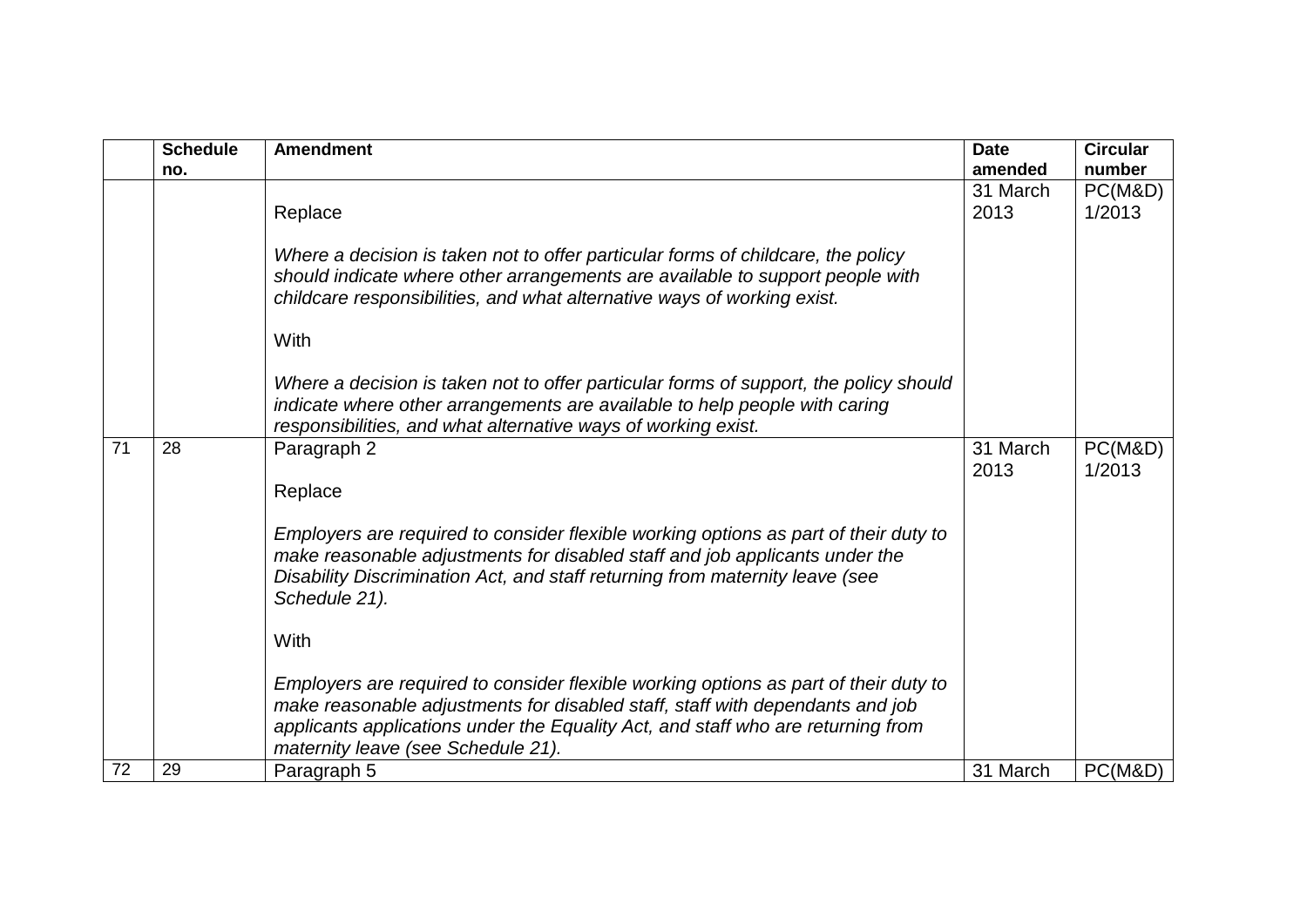| | Schedule no. | Amendment | Date amended | Circular number |
|---|---|---|---|---|
| | | Replace<br><br>*Where a decision is taken not to offer particular forms of childcare, the policy should indicate where other arrangements are available to support people with childcare responsibilities, and what alternative ways of working exist.*<br><br>With<br><br>*Where a decision is taken not to offer particular forms of support, the policy should indicate where other arrangements are available to help people with caring responsibilities, and what alternative ways of working exist.* | 31 March 2013 | PC(M&D) 1/2013 |
| 71 | 28 | Paragraph 2<br><br>Replace<br><br>*Employers are required to consider flexible working options as part of their duty to make reasonable adjustments for disabled staff and job applicants under the Disability Discrimination Act, and staff returning from maternity leave (see Schedule 21).*<br><br>With<br><br>*Employers are required to consider flexible working options as part of their duty to make reasonable adjustments for disabled staff, staff with dependants and job applicants applications under the Equality Act, and staff who are returning from maternity leave (see Schedule 21).* | 31 March 2013 | PC(M&D) 1/2013 |
| 72 | 29 | Paragraph 5 | 31 March | PC(M&D) |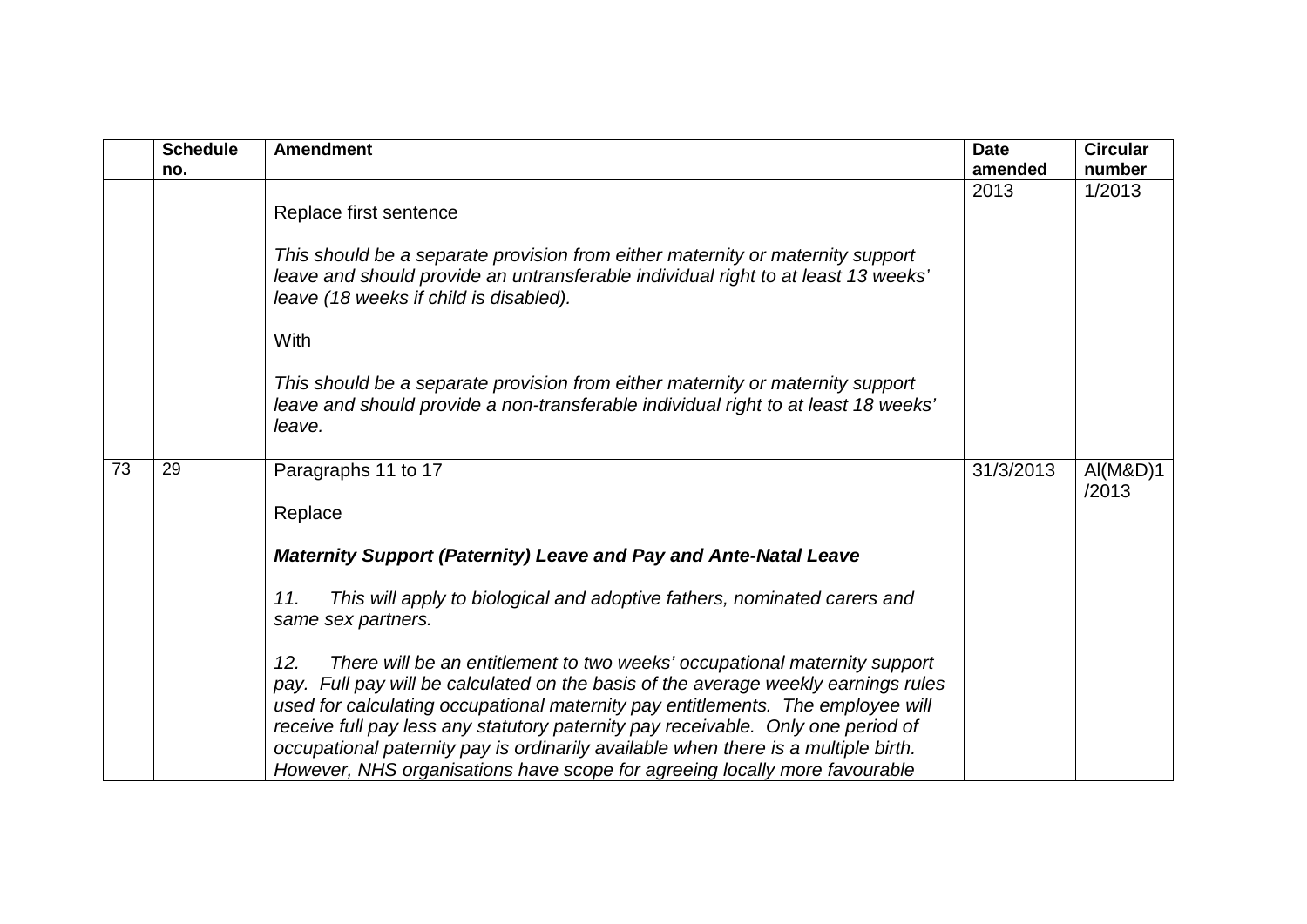|  | Schedule no. | Amendment | Date amended | Circular number |
|---|---|---|---|---|
|  |  | Replace first sentence<br><br>*This should be a separate provision from either maternity or maternity support leave and should provide an untransferable individual right to at least 13 weeks' leave (18 weeks if child is disabled).*<br><br>With<br><br>*This should be a separate provision from either maternity or maternity support leave and should provide a non-transferable individual right to at least 18 weeks' leave.* | 2013 | 1/2013 |
| 73 | 29 | Paragraphs 11 to 17<br><br>Replace<br><br>***Maternity Support (Paternity) Leave and Pay and Ante-Natal Leave***<br><br>*11. This will apply to biological and adoptive fathers, nominated carers and same sex partners.*<br><br>*12. There will be an entitlement to two weeks' occupational maternity support pay. Full pay will be calculated on the basis of the average weekly earnings rules used for calculating occupational maternity pay entitlements. The employee will receive full pay less any statutory paternity pay receivable. Only one period of occupational paternity pay is ordinarily available when there is a multiple birth. However, NHS organisations have scope for agreeing locally more favourable* | 31/3/2013 | AI(M&D)1/2013 |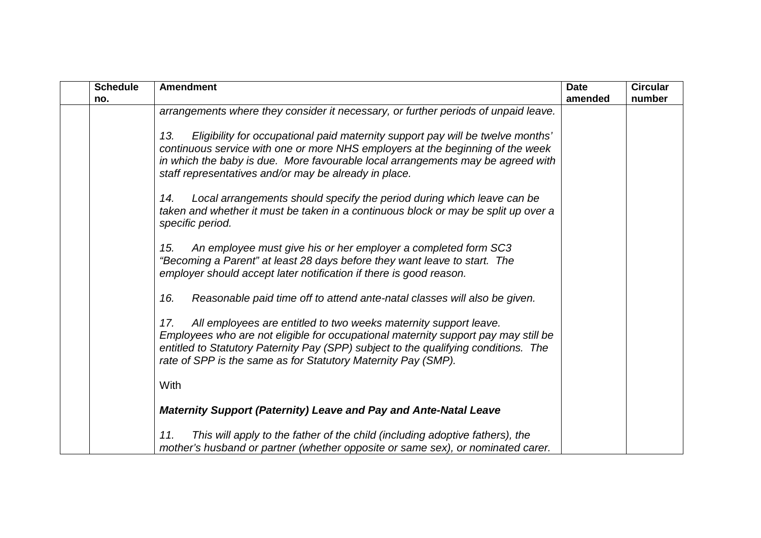| | Schedule no. | Amendment | Date amended | Circular number |
|---|---|---|---|---|
| | | *arrangements where they consider it necessary, or further periods of unpaid leave.*<br><br>*13. Eligibility for occupational paid maternity support pay will be twelve months' continuous service with one or more NHS employers at the beginning of the week in which the baby is due. More favourable local arrangements may be agreed with staff representatives and/or may be already in place.*<br><br>*14. Local arrangements should specify the period during which leave can be taken and whether it must be taken in a continuous block or may be split up over a specific period.*<br><br>*15. An employee must give his or her employer a completed form SC3 "Becoming a Parent" at least 28 days before they want leave to start. The employer should accept later notification if there is good reason.*<br><br>*16. Reasonable paid time off to attend ante-natal classes will also be given.*<br><br>*17. All employees are entitled to two weeks maternity support leave. Employees who are not eligible for occupational maternity support pay may still be entitled to Statutory Paternity Pay (SPP) subject to the qualifying conditions. The rate of SPP is the same as for Statutory Maternity Pay (SMP).*<br><br>With<br><br>***Maternity Support (Paternity) Leave and Pay and Ante-Natal Leave***<br><br>*11. This will apply to the father of the child (including adoptive fathers), the mother's husband or partner (whether opposite or same sex), or nominated carer.* | | |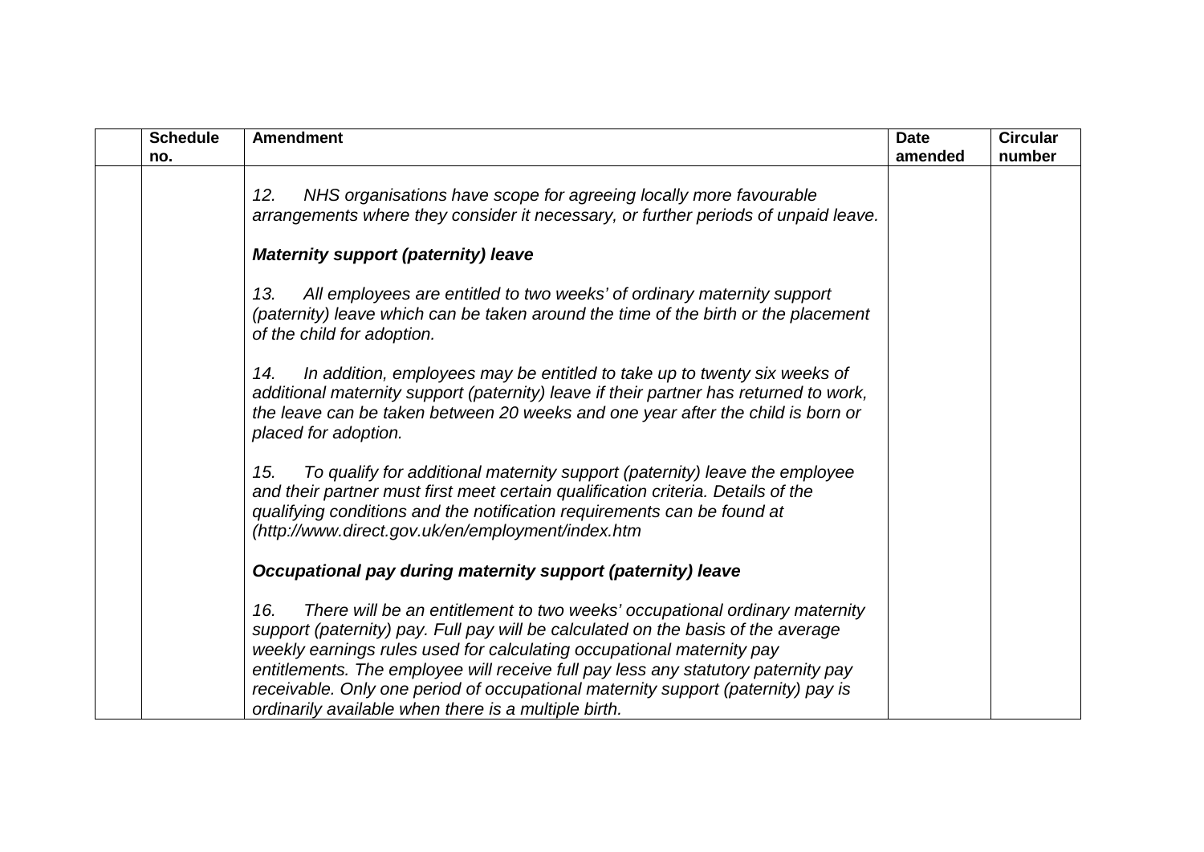| | Schedule no. | Amendment | Date amended | Circular number |
|---|---|---|---|---|
| | | *12. NHS organisations have scope for agreeing locally more favourable arrangements where they consider it necessary, or further periods of unpaid leave.*<br><br>***Maternity support (paternity) leave***<br><br>*13. All employees are entitled to two weeks' of ordinary maternity support (paternity) leave which can be taken around the time of the birth or the placement of the child for adoption.*<br><br>*14. In addition, employees may be entitled to take up to twenty six weeks of additional maternity support (paternity) leave if their partner has returned to work, the leave can be taken between 20 weeks and one year after the child is born or placed for adoption.*<br><br>*15. To qualify for additional maternity support (paternity) leave the employee and their partner must first meet certain qualification criteria. Details of the qualifying conditions and the notification requirements can be found at (http://www.direct.gov.uk/en/employment/index.htm*<br><br>***Occupational pay during maternity support (paternity) leave***<br><br>*16. There will be an entitlement to two weeks' occupational ordinary maternity support (paternity) pay. Full pay will be calculated on the basis of the average weekly earnings rules used for calculating occupational maternity pay entitlements. The employee will receive full pay less any statutory paternity pay receivable. Only one period of occupational maternity support (paternity) pay is ordinarily available when there is a multiple birth.* | | |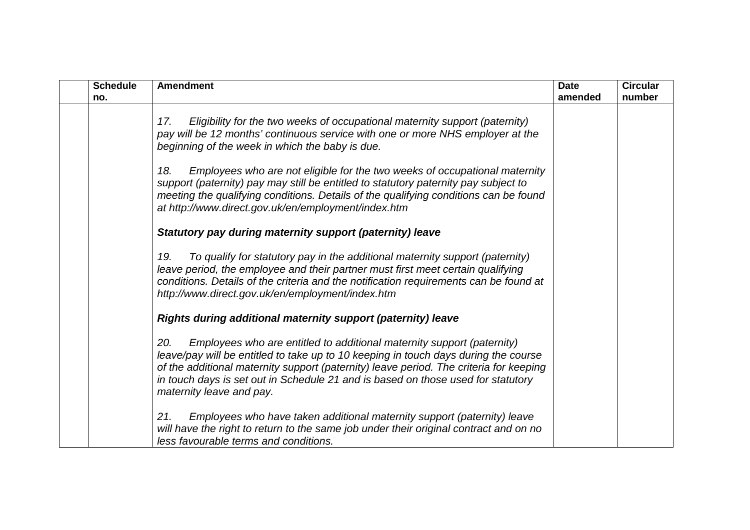| | Schedule no. | Amendment | Date amended | Circular number |
|---|---|---|---|---|
| | | *17. Eligibility for the two weeks of occupational maternity support (paternity) pay will be 12 months' continuous service with one or more NHS employer at the beginning of the week in which the baby is due.*<br><br>*18. Employees who are not eligible for the two weeks of occupational maternity support (paternity) pay may still be entitled to statutory paternity pay subject to meeting the qualifying conditions. Details of the qualifying conditions can be found at http://www.direct.gov.uk/en/employment/index.htm*<br><br>***Statutory pay during maternity support (paternity) leave***<br><br>*19. To qualify for statutory pay in the additional maternity support (paternity) leave period, the employee and their partner must first meet certain qualifying conditions. Details of the criteria and the notification requirements can be found at http://www.direct.gov.uk/en/employment/index.htm*<br><br>***Rights during additional maternity support (paternity) leave***<br><br>*20. Employees who are entitled to additional maternity support (paternity) leave/pay will be entitled to take up to 10 keeping in touch days during the course of the additional maternity support (paternity) leave period. The criteria for keeping in touch days is set out in Schedule 21 and is based on those used for statutory maternity leave and pay.*<br><br>*21. Employees who have taken additional maternity support (paternity) leave will have the right to return to the same job under their original contract and on no less favourable terms and conditions.* | | |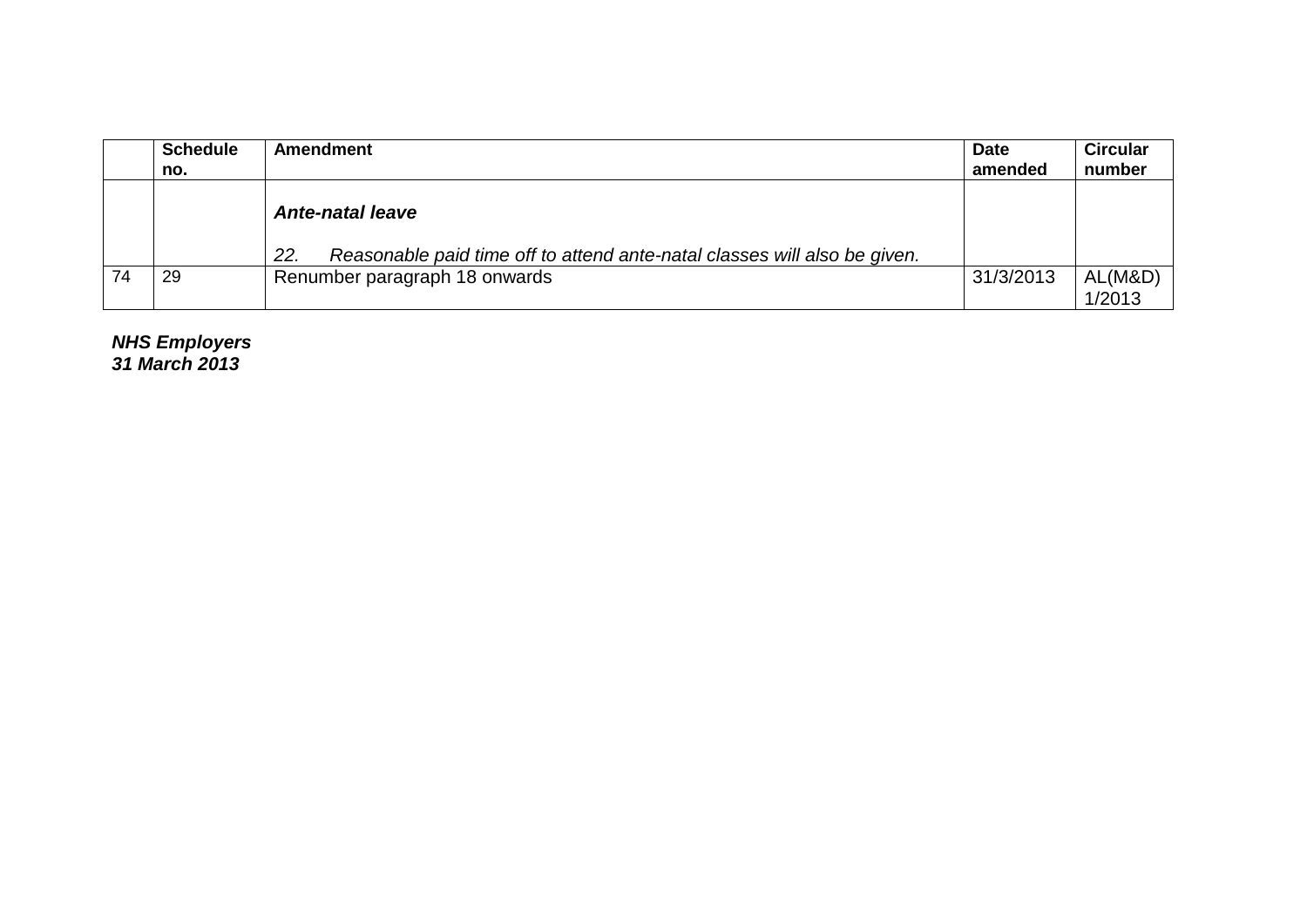| | Schedule no. | Amendment | Date amended | Circular number |
|---|---|---|---|---|
| | | ***Ante-natal leave***<br><br>*22. Reasonable paid time off to attend ante-natal classes will also be given.* | | |
| 74 | 29 | Renumber paragraph 18 onwards | 31/3/2013 | AL(M&D) 1/2013 |

***NHS Employers***
***31 March 2013***